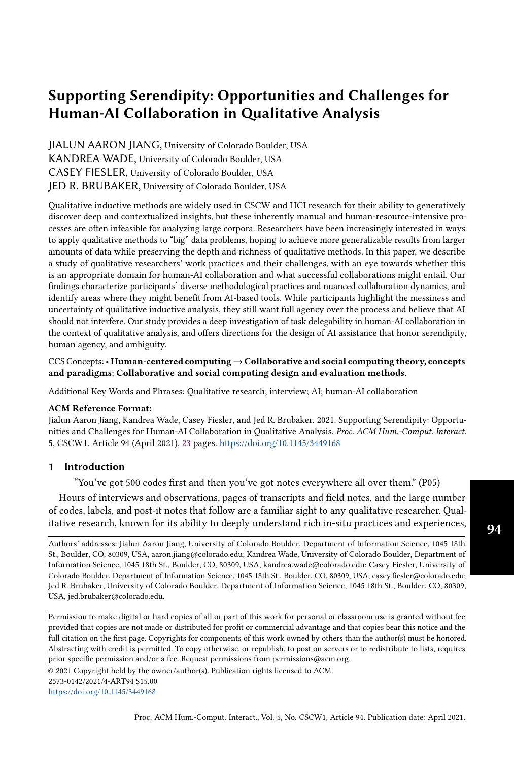# Supporting Serendipity: Opportunities and Challenges for Human-AI Collaboration in Qualitative Analysis

JIALUN AARON JIANG, University of Colorado Boulder, USA
KANDREA WADE, University of Colorado Boulder, USA
CASEY FIESLER, University of Colorado Boulder, USA
JED R. BRUBAKER, University of Colorado Boulder, USA

Qualitative inductive methods are widely used in CSCW and HCI research for their ability to generatively discover deep and contextualized insights, but these inherently manual and human-resource-intensive processes are often infeasible for analyzing large corpora. Researchers have been increasingly interested in ways to apply qualitative methods to "big" data problems, hoping to achieve more generalizable results from larger amounts of data while preserving the depth and richness of qualitative methods. In this paper, we describe a study of qualitative researchers' work practices and their challenges, with an eye towards whether this is an appropriate domain for human-AI collaboration and what successful collaborations might entail. Our findings characterize participants' diverse methodological practices and nuanced collaboration dynamics, and identify areas where they might benefit from AI-based tools. While participants highlight the messiness and uncertainty of qualitative inductive analysis, they still want full agency over the process and believe that AI should not interfere. Our study provides a deep investigation of task delegability in human-AI collaboration in the context of qualitative analysis, and offers directions for the design of AI assistance that honor serendipity, human agency, and ambiguity.

CCS Concepts: • **Human-centered computing → Collaborative and social computing theory, concepts and paradigms**; **Collaborative and social computing design and evaluation methods**.

Additional Key Words and Phrases: Qualitative research; interview; AI; human-AI collaboration

**ACM Reference Format:**
Jialun Aaron Jiang, Kandrea Wade, Casey Fiesler, and Jed R. Brubaker. 2021. Supporting Serendipity: Opportunities and Challenges for Human-AI Collaboration in Qualitative Analysis. *Proc. ACM Hum.-Comput. Interact.* 5, CSCW1, Article 94 (April 2021), 23 pages. https://doi.org/10.1145/3449168

## 1 Introduction

"You've got 500 codes first and then you've got notes everywhere all over them." (P05)

Hours of interviews and observations, pages of transcripts and field notes, and the large number of codes, labels, and post-it notes that follow are a familiar sight to any qualitative researcher. Qualitative research, known for its ability to deeply understand rich in-situ practices and experiences,

Authors' addresses: Jialun Aaron Jiang, University of Colorado Boulder, Department of Information Science, 1045 18th St., Boulder, CO, 80309, USA, aaron.jiang@colorado.edu; Kandrea Wade, University of Colorado Boulder, Department of Information Science, 1045 18th St., Boulder, CO, 80309, USA, kandrea.wade@colorado.edu; Casey Fiesler, University of Colorado Boulder, Department of Information Science, 1045 18th St., Boulder, CO, 80309, USA, casey.fiesler@colorado.edu; Jed R. Brubaker, University of Colorado Boulder, Department of Information Science, 1045 18th St., Boulder, CO, 80309, USA, jed.brubaker@colorado.edu.

Permission to make digital or hard copies of all or part of this work for personal or classroom use is granted without fee provided that copies are not made or distributed for profit or commercial advantage and that copies bear this notice and the full citation on the first page. Copyrights for components of this work owned by others than the author(s) must be honored. Abstracting with credit is permitted. To copy otherwise, or republish, to post on servers or to redistribute to lists, requires prior specific permission and/or a fee. Request permissions from permissions@acm.org.

© 2021 Copyright held by the owner/author(s). Publication rights licensed to ACM.
2573-0142/2021/4-ART94 $15.00
https://doi.org/10.1145/3449168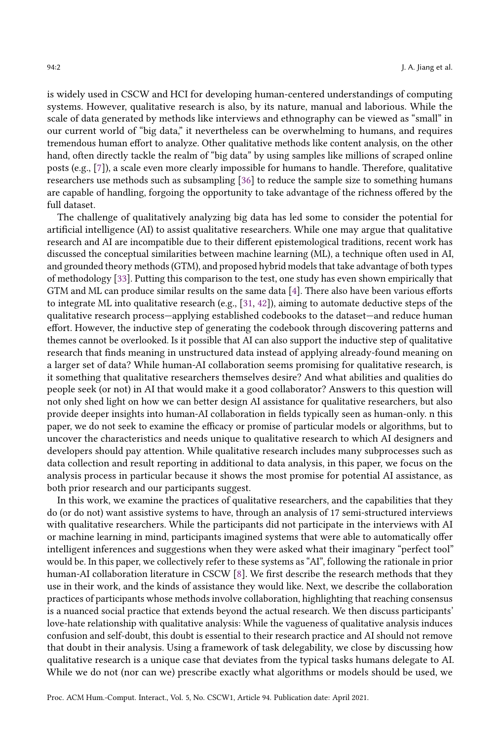is widely used in CSCW and HCI for developing human-centered understandings of computing systems. However, qualitative research is also, by its nature, manual and laborious. While the scale of data generated by methods like interviews and ethnography can be viewed as "small" in our current world of "big data," it nevertheless can be overwhelming to humans, and requires tremendous human effort to analyze. Other qualitative methods like content analysis, on the other hand, often directly tackle the realm of "big data" by using samples like millions of scraped online posts (e.g., [7]), a scale even more clearly impossible for humans to handle. Therefore, qualitative researchers use methods such as subsampling [36] to reduce the sample size to something humans are capable of handling, forgoing the opportunity to take advantage of the richness offered by the full dataset.

The challenge of qualitatively analyzing big data has led some to consider the potential for artificial intelligence (AI) to assist qualitative researchers. While one may argue that qualitative research and AI are incompatible due to their different epistemological traditions, recent work has discussed the conceptual similarities between machine learning (ML), a technique often used in AI, and grounded theory methods (GTM), and proposed hybrid models that take advantage of both types of methodology [33]. Putting this comparison to the test, one study has even shown empirically that GTM and ML can produce similar results on the same data [4]. There also have been various efforts to integrate ML into qualitative research (e.g., [31, 42]), aiming to automate deductive steps of the qualitative research process—applying established codebooks to the dataset—and reduce human effort. However, the inductive step of generating the codebook through discovering patterns and themes cannot be overlooked. Is it possible that AI can also support the inductive step of qualitative research that finds meaning in unstructured data instead of applying already-found meaning on a larger set of data? While human-AI collaboration seems promising for qualitative research, is it something that qualitative researchers themselves desire? And what abilities and qualities do people seek (or not) in AI that would make it a good collaborator? Answers to this question will not only shed light on how we can better design AI assistance for qualitative researchers, but also provide deeper insights into human-AI collaboration in fields typically seen as human-only. n this paper, we do not seek to examine the efficacy or promise of particular models or algorithms, but to uncover the characteristics and needs unique to qualitative research to which AI designers and developers should pay attention. While qualitative research includes many subprocesses such as data collection and result reporting in additional to data analysis, in this paper, we focus on the analysis process in particular because it shows the most promise for potential AI assistance, as both prior research and our participants suggest.

In this work, we examine the practices of qualitative researchers, and the capabilities that they do (or do not) want assistive systems to have, through an analysis of 17 semi-structured interviews with qualitative researchers. While the participants did not participate in the interviews with AI or machine learning in mind, participants imagined systems that were able to automatically offer intelligent inferences and suggestions when they were asked what their imaginary "perfect tool" would be. In this paper, we collectively refer to these systems as "AI", following the rationale in prior human-AI collaboration literature in CSCW [8]. We first describe the research methods that they use in their work, and the kinds of assistance they would like. Next, we describe the collaboration practices of participants whose methods involve collaboration, highlighting that reaching consensus is a nuanced social practice that extends beyond the actual research. We then discuss participants' love-hate relationship with qualitative analysis: While the vagueness of qualitative analysis induces confusion and self-doubt, this doubt is essential to their research practice and AI should not remove that doubt in their analysis. Using a framework of task delegability, we close by discussing how qualitative research is a unique case that deviates from the typical tasks humans delegate to AI. While we do not (nor can we) prescribe exactly what algorithms or models should be used, we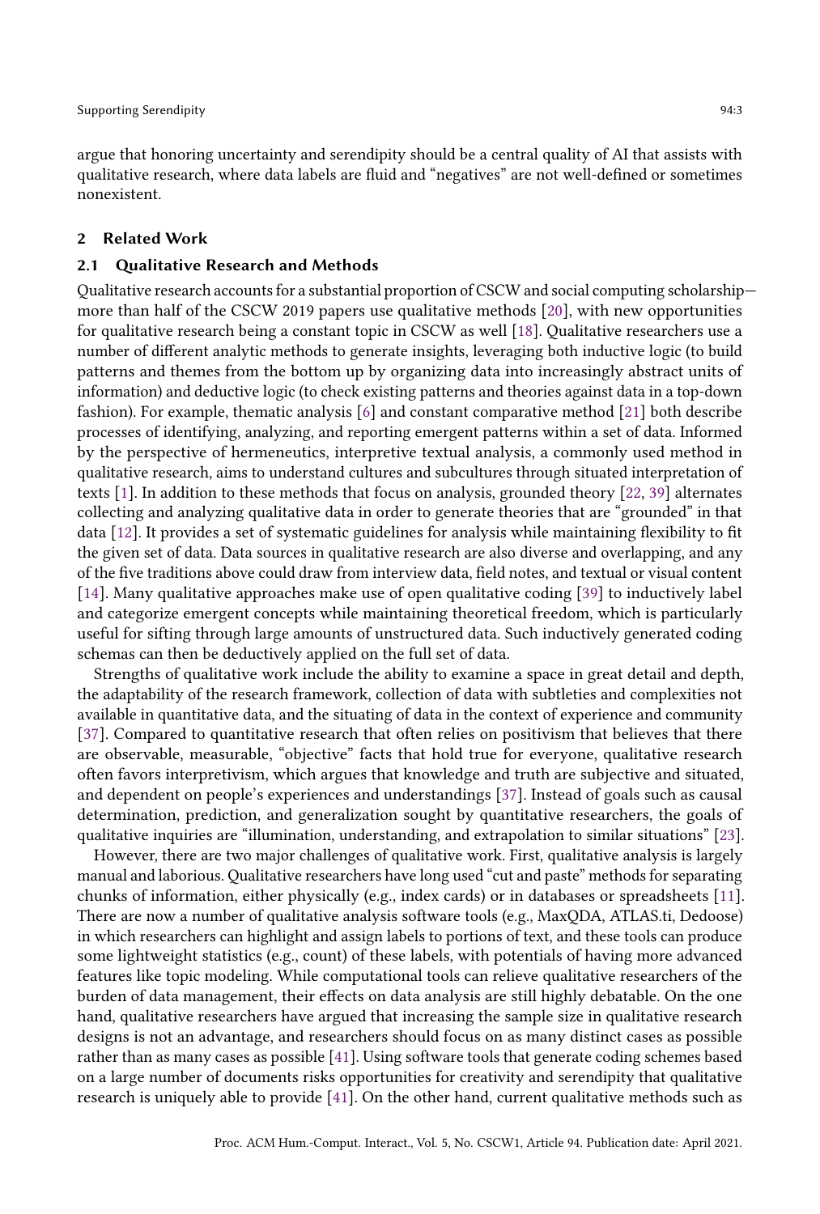argue that honoring uncertainty and serendipity should be a central quality of AI that assists with qualitative research, where data labels are fluid and "negatives" are not well-defined or sometimes nonexistent.

## 2 Related Work

### 2.1 Qualitative Research and Methods

Qualitative research accounts for a substantial proportion of CSCW and social computing scholarship—more than half of the CSCW 2019 papers use qualitative methods [20], with new opportunities for qualitative research being a constant topic in CSCW as well [18]. Qualitative researchers use a number of different analytic methods to generate insights, leveraging both inductive logic (to build patterns and themes from the bottom up by organizing data into increasingly abstract units of information) and deductive logic (to check existing patterns and theories against data in a top-down fashion). For example, thematic analysis [6] and constant comparative method [21] both describe processes of identifying, analyzing, and reporting emergent patterns within a set of data. Informed by the perspective of hermeneutics, interpretive textual analysis, a commonly used method in qualitative research, aims to understand cultures and subcultures through situated interpretation of texts [1]. In addition to these methods that focus on analysis, grounded theory [22, 39] alternates collecting and analyzing qualitative data in order to generate theories that are "grounded" in that data [12]. It provides a set of systematic guidelines for analysis while maintaining flexibility to fit the given set of data. Data sources in qualitative research are also diverse and overlapping, and any of the five traditions above could draw from interview data, field notes, and textual or visual content [14]. Many qualitative approaches make use of open qualitative coding [39] to inductively label and categorize emergent concepts while maintaining theoretical freedom, which is particularly useful for sifting through large amounts of unstructured data. Such inductively generated coding schemas can then be deductively applied on the full set of data.

Strengths of qualitative work include the ability to examine a space in great detail and depth, the adaptability of the research framework, collection of data with subtleties and complexities not available in quantitative data, and the situating of data in the context of experience and community [37]. Compared to quantitative research that often relies on positivism that believes that there are observable, measurable, "objective" facts that hold true for everyone, qualitative research often favors interpretivism, which argues that knowledge and truth are subjective and situated, and dependent on people's experiences and understandings [37]. Instead of goals such as causal determination, prediction, and generalization sought by quantitative researchers, the goals of qualitative inquiries are "illumination, understanding, and extrapolation to similar situations" [23].

However, there are two major challenges of qualitative work. First, qualitative analysis is largely manual and laborious. Qualitative researchers have long used "cut and paste" methods for separating chunks of information, either physically (e.g., index cards) or in databases or spreadsheets [11]. There are now a number of qualitative analysis software tools (e.g., MaxQDA, ATLAS.ti, Dedoose) in which researchers can highlight and assign labels to portions of text, and these tools can produce some lightweight statistics (e.g., count) of these labels, with potentials of having more advanced features like topic modeling. While computational tools can relieve qualitative researchers of the burden of data management, their effects on data analysis are still highly debatable. On the one hand, qualitative researchers have argued that increasing the sample size in qualitative research designs is not an advantage, and researchers should focus on as many distinct cases as possible rather than as many cases as possible [41]. Using software tools that generate coding schemes based on a large number of documents risks opportunities for creativity and serendipity that qualitative research is uniquely able to provide [41]. On the other hand, current qualitative methods such as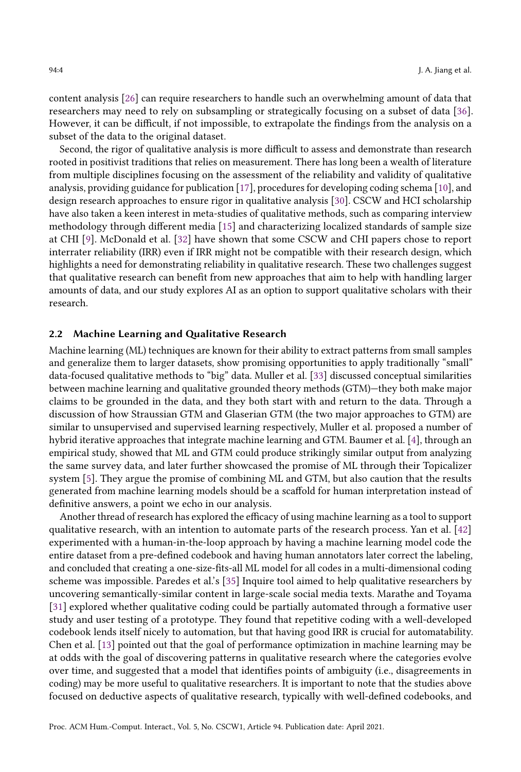content analysis [26] can require researchers to handle such an overwhelming amount of data that researchers may need to rely on subsampling or strategically focusing on a subset of data [36]. However, it can be difficult, if not impossible, to extrapolate the findings from the analysis on a subset of the data to the original dataset.

Second, the rigor of qualitative analysis is more difficult to assess and demonstrate than research rooted in positivist traditions that relies on measurement. There has long been a wealth of literature from multiple disciplines focusing on the assessment of the reliability and validity of qualitative analysis, providing guidance for publication [17], procedures for developing coding schema [10], and design research approaches to ensure rigor in qualitative analysis [30]. CSCW and HCI scholarship have also taken a keen interest in meta-studies of qualitative methods, such as comparing interview methodology through different media [15] and characterizing localized standards of sample size at CHI [9]. McDonald et al. [32] have shown that some CSCW and CHI papers chose to report interrater reliability (IRR) even if IRR might not be compatible with their research design, which highlights a need for demonstrating reliability in qualitative research. These two challenges suggest that qualitative research can benefit from new approaches that aim to help with handling larger amounts of data, and our study explores AI as an option to support qualitative scholars with their research.

## 2.2 Machine Learning and Qualitative Research

Machine learning (ML) techniques are known for their ability to extract patterns from small samples and generalize them to larger datasets, show promising opportunities to apply traditionally "small" data-focused qualitative methods to "big" data. Muller et al. [33] discussed conceptual similarities between machine learning and qualitative grounded theory methods (GTM)—they both make major claims to be grounded in the data, and they both start with and return to the data. Through a discussion of how Straussian GTM and Glaserian GTM (the two major approaches to GTM) are similar to unsupervised and supervised learning respectively, Muller et al. proposed a number of hybrid iterative approaches that integrate machine learning and GTM. Baumer et al. [4], through an empirical study, showed that ML and GTM could produce strikingly similar output from analyzing the same survey data, and later further showcased the promise of ML through their Topicalizer system [5]. They argue the promise of combining ML and GTM, but also caution that the results generated from machine learning models should be a scaffold for human interpretation instead of definitive answers, a point we echo in our analysis.

Another thread of research has explored the efficacy of using machine learning as a tool to support qualitative research, with an intention to automate parts of the research process. Yan et al. [42] experimented with a human-in-the-loop approach by having a machine learning model code the entire dataset from a pre-defined codebook and having human annotators later correct the labeling, and concluded that creating a one-size-fits-all ML model for all codes in a multi-dimensional coding scheme was impossible. Paredes et al.'s [35] Inquire tool aimed to help qualitative researchers by uncovering semantically-similar content in large-scale social media texts. Marathe and Toyama [31] explored whether qualitative coding could be partially automated through a formative user study and user testing of a prototype. They found that repetitive coding with a well-developed codebook lends itself nicely to automation, but that having good IRR is crucial for automatability. Chen et al. [13] pointed out that the goal of performance optimization in machine learning may be at odds with the goal of discovering patterns in qualitative research where the categories evolve over time, and suggested that a model that identifies points of ambiguity (i.e., disagreements in coding) may be more useful to qualitative researchers. It is important to note that the studies above focused on deductive aspects of qualitative research, typically with well-defined codebooks, and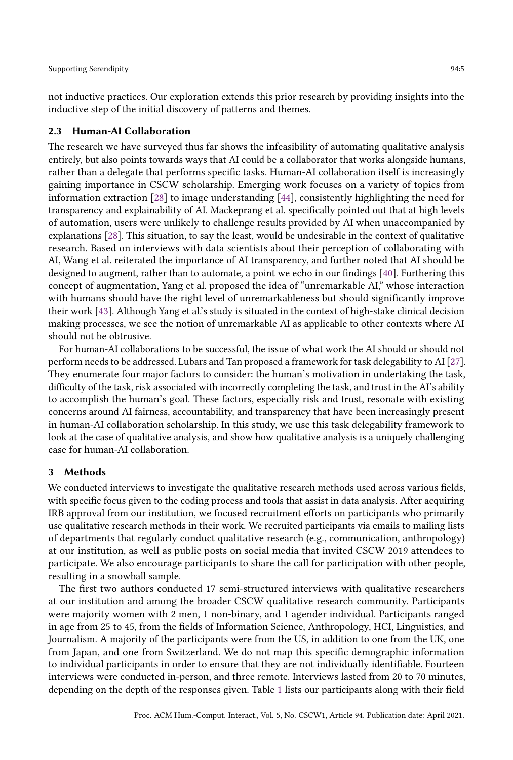not inductive practices. Our exploration extends this prior research by providing insights into the inductive step of the initial discovery of patterns and themes.

### 2.3 Human-AI Collaboration

The research we have surveyed thus far shows the infeasibility of automating qualitative analysis entirely, but also points towards ways that AI could be a collaborator that works alongside humans, rather than a delegate that performs specific tasks. Human-AI collaboration itself is increasingly gaining importance in CSCW scholarship. Emerging work focuses on a variety of topics from information extraction [28] to image understanding [44], consistently highlighting the need for transparency and explainability of AI. Mackeprang et al. specifically pointed out that at high levels of automation, users were unlikely to challenge results provided by AI when unaccompanied by explanations [28]. This situation, to say the least, would be undesirable in the context of qualitative research. Based on interviews with data scientists about their perception of collaborating with AI, Wang et al. reiterated the importance of AI transparency, and further noted that AI should be designed to augment, rather than to automate, a point we echo in our findings [40]. Furthering this concept of augmentation, Yang et al. proposed the idea of "unremarkable AI," whose interaction with humans should have the right level of unremarkableness but should significantly improve their work [43]. Although Yang et al.'s study is situated in the context of high-stake clinical decision making processes, we see the notion of unremarkable AI as applicable to other contexts where AI should not be obtrusive.

For human-AI collaborations to be successful, the issue of what work the AI should or should not perform needs to be addressed. Lubars and Tan proposed a framework for task delegability to AI [27]. They enumerate four major factors to consider: the human's motivation in undertaking the task, difficulty of the task, risk associated with incorrectly completing the task, and trust in the AI's ability to accomplish the human's goal. These factors, especially risk and trust, resonate with existing concerns around AI fairness, accountability, and transparency that have been increasingly present in human-AI collaboration scholarship. In this study, we use this task delegability framework to look at the case of qualitative analysis, and show how qualitative analysis is a uniquely challenging case for human-AI collaboration.

## 3 Methods

We conducted interviews to investigate the qualitative research methods used across various fields, with specific focus given to the coding process and tools that assist in data analysis. After acquiring IRB approval from our institution, we focused recruitment efforts on participants who primarily use qualitative research methods in their work. We recruited participants via emails to mailing lists of departments that regularly conduct qualitative research (e.g., communication, anthropology) at our institution, as well as public posts on social media that invited CSCW 2019 attendees to participate. We also encourage participants to share the call for participation with other people, resulting in a snowball sample.

The first two authors conducted 17 semi-structured interviews with qualitative researchers at our institution and among the broader CSCW qualitative research community. Participants were majority women with 2 men, 1 non-binary, and 1 agender individual. Participants ranged in age from 25 to 45, from the fields of Information Science, Anthropology, HCI, Linguistics, and Journalism. A majority of the participants were from the US, in addition to one from the UK, one from Japan, and one from Switzerland. We do not map this specific demographic information to individual participants in order to ensure that they are not individually identifiable. Fourteen interviews were conducted in-person, and three remote. Interviews lasted from 20 to 70 minutes, depending on the depth of the responses given. Table 1 lists our participants along with their field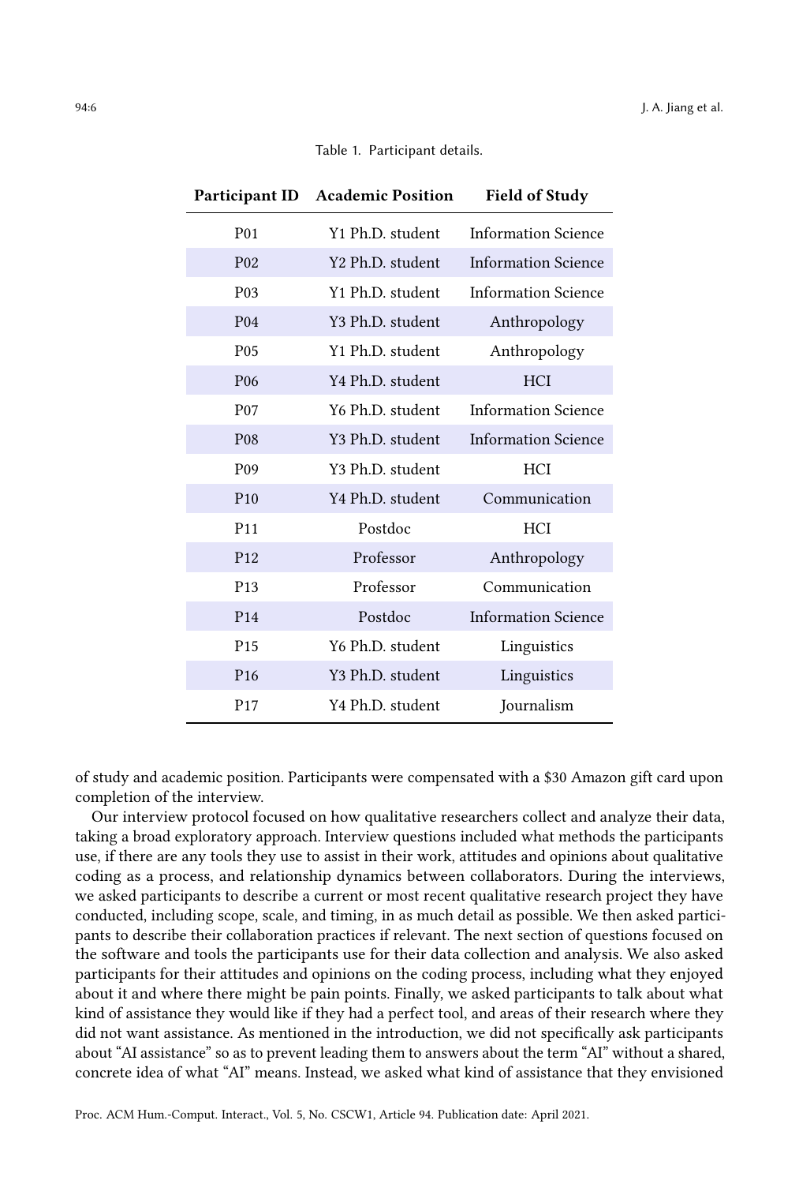Table 1. Participant details.

| Participant ID | Academic Position | Field of Study |
|---|---|---|
| P01 | Y1 Ph.D. student | Information Science |
| P02 | Y2 Ph.D. student | Information Science |
| P03 | Y1 Ph.D. student | Information Science |
| P04 | Y3 Ph.D. student | Anthropology |
| P05 | Y1 Ph.D. student | Anthropology |
| P06 | Y4 Ph.D. student | HCI |
| P07 | Y6 Ph.D. student | Information Science |
| P08 | Y3 Ph.D. student | Information Science |
| P09 | Y3 Ph.D. student | HCI |
| P10 | Y4 Ph.D. student | Communication |
| P11 | Postdoc | HCI |
| P12 | Professor | Anthropology |
| P13 | Professor | Communication |
| P14 | Postdoc | Information Science |
| P15 | Y6 Ph.D. student | Linguistics |
| P16 | Y3 Ph.D. student | Linguistics |
| P17 | Y4 Ph.D. student | Journalism |

of study and academic position. Participants were compensated with a $30 Amazon gift card upon completion of the interview.

Our interview protocol focused on how qualitative researchers collect and analyze their data, taking a broad exploratory approach. Interview questions included what methods the participants use, if there are any tools they use to assist in their work, attitudes and opinions about qualitative coding as a process, and relationship dynamics between collaborators. During the interviews, we asked participants to describe a current or most recent qualitative research project they have conducted, including scope, scale, and timing, in as much detail as possible. We then asked participants to describe their collaboration practices if relevant. The next section of questions focused on the software and tools the participants use for their data collection and analysis. We also asked participants for their attitudes and opinions on the coding process, including what they enjoyed about it and where there might be pain points. Finally, we asked participants to talk about what kind of assistance they would like if they had a perfect tool, and areas of their research where they did not want assistance. As mentioned in the introduction, we did not specifically ask participants about "AI assistance" so as to prevent leading them to answers about the term "AI" without a shared, concrete idea of what "AI" means. Instead, we asked what kind of assistance that they envisioned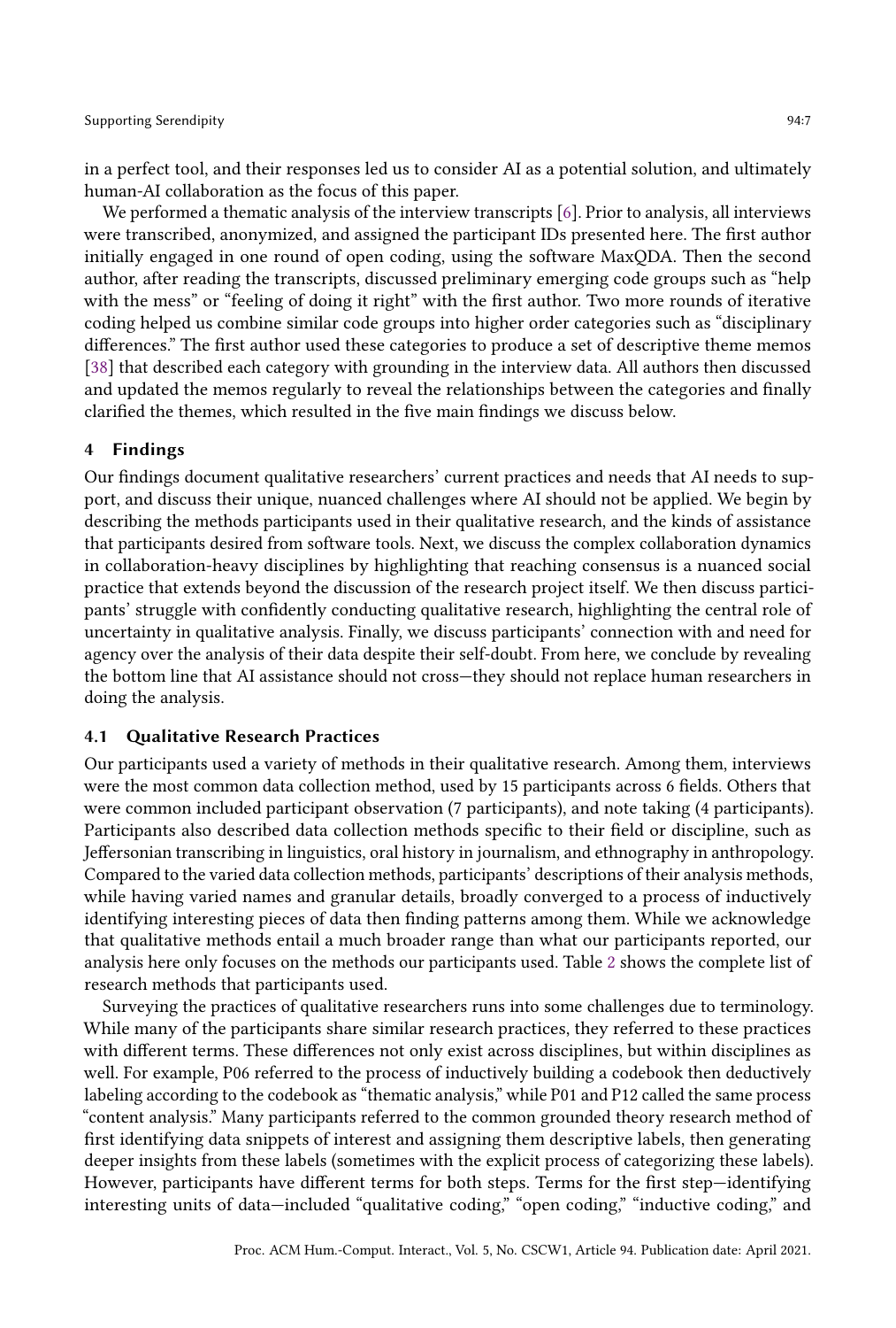in a perfect tool, and their responses led us to consider AI as a potential solution, and ultimately human-AI collaboration as the focus of this paper.

We performed a thematic analysis of the interview transcripts [6]. Prior to analysis, all interviews were transcribed, anonymized, and assigned the participant IDs presented here. The first author initially engaged in one round of open coding, using the software MaxQDA. Then the second author, after reading the transcripts, discussed preliminary emerging code groups such as "help with the mess" or "feeling of doing it right" with the first author. Two more rounds of iterative coding helped us combine similar code groups into higher order categories such as "disciplinary differences." The first author used these categories to produce a set of descriptive theme memos [38] that described each category with grounding in the interview data. All authors then discussed and updated the memos regularly to reveal the relationships between the categories and finally clarified the themes, which resulted in the five main findings we discuss below.

## 4 Findings

Our findings document qualitative researchers' current practices and needs that AI needs to support, and discuss their unique, nuanced challenges where AI should not be applied. We begin by describing the methods participants used in their qualitative research, and the kinds of assistance that participants desired from software tools. Next, we discuss the complex collaboration dynamics in collaboration-heavy disciplines by highlighting that reaching consensus is a nuanced social practice that extends beyond the discussion of the research project itself. We then discuss participants' struggle with confidently conducting qualitative research, highlighting the central role of uncertainty in qualitative analysis. Finally, we discuss participants' connection with and need for agency over the analysis of their data despite their self-doubt. From here, we conclude by revealing the bottom line that AI assistance should not cross—they should not replace human researchers in doing the analysis.

### 4.1 Qualitative Research Practices

Our participants used a variety of methods in their qualitative research. Among them, interviews were the most common data collection method, used by 15 participants across 6 fields. Others that were common included participant observation (7 participants), and note taking (4 participants). Participants also described data collection methods specific to their field or discipline, such as Jeffersonian transcribing in linguistics, oral history in journalism, and ethnography in anthropology. Compared to the varied data collection methods, participants' descriptions of their analysis methods, while having varied names and granular details, broadly converged to a process of inductively identifying interesting pieces of data then finding patterns among them. While we acknowledge that qualitative methods entail a much broader range than what our participants reported, our analysis here only focuses on the methods our participants used. Table 2 shows the complete list of research methods that participants used.

Surveying the practices of qualitative researchers runs into some challenges due to terminology. While many of the participants share similar research practices, they referred to these practices with different terms. These differences not only exist across disciplines, but within disciplines as well. For example, P06 referred to the process of inductively building a codebook then deductively labeling according to the codebook as "thematic analysis," while P01 and P12 called the same process "content analysis." Many participants referred to the common grounded theory research method of first identifying data snippets of interest and assigning them descriptive labels, then generating deeper insights from these labels (sometimes with the explicit process of categorizing these labels). However, participants have different terms for both steps. Terms for the first step—identifying interesting units of data—included "qualitative coding," "open coding," "inductive coding," and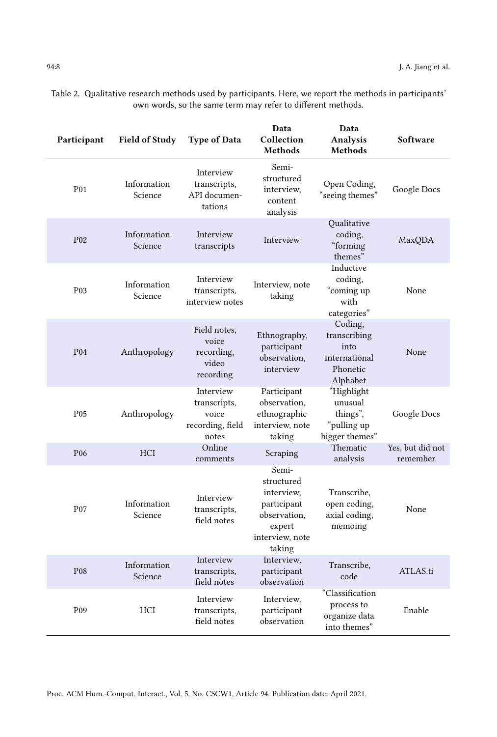Table 2. Qualitative research methods used by participants. Here, we report the methods in participants' own words, so the same term may refer to different methods.

| Participant | Field of Study | Type of Data | Data Collection Methods | Data Analysis Methods | Software |
|---|---|---|---|---|---|
| P01 | Information Science | Interview transcripts, API documentations | Semi-structured interview, content analysis | Open Coding, "seeing themes" | Google Docs |
| P02 | Information Science | Interview transcripts | Interview | Qualitative coding, "forming themes" | MaxQDA |
| P03 | Information Science | Interview transcripts, interview notes | Interview, note taking | Inductive coding, "coming up with categories" | None |
| P04 | Anthropology | Field notes, voice recording, video recording | Ethnography, participant observation, interview | Coding, transcribing into International Phonetic Alphabet | None |
| P05 | Anthropology | Interview transcripts, voice recording, field notes | Participant observation, ethnographic interview, note taking | "Highlight unusual things", "pulling up bigger themes" | Google Docs |
| P06 | HCI | Online comments | Scraping | Thematic analysis | Yes, but did not remember |
| P07 | Information Science | Interview transcripts, field notes | Semi-structured interview, participant observation, expert interview, note taking | Transcribe, open coding, axial coding, memoing | None |
| P08 | Information Science | Interview transcripts, field notes | Interview, participant observation | Transcribe, code | ATLAS.ti |
| P09 | HCI | Interview transcripts, field notes | Interview, participant observation | "Classification process to organize data into themes" | Enable |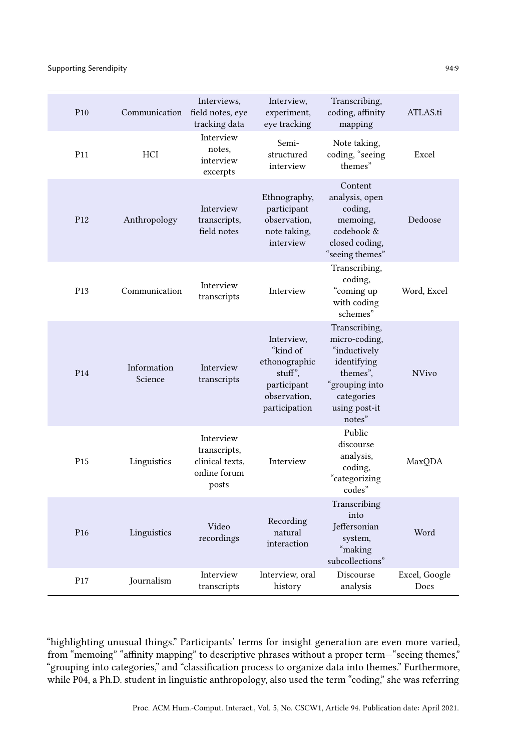| P10 | Communication | Interviews, field notes, eye tracking data | Interview, experiment, eye tracking | Transcribing, coding, affinity mapping | ATLAS.ti |
|---|---|---|---|---|---|
| P11 | HCI | Interview notes, interview excerpts | Semi-structured interview | Note taking, coding, "seeing themes" | Excel |
| P12 | Anthropology | Interview transcripts, field notes | Ethnography, participant observation, note taking, interview | Content analysis, open coding, memoing, codebook & closed coding, "seeing themes" | Dedoose |
| P13 | Communication | Interview transcripts | Interview | Transcribing, coding, "coming up with coding schemes" | Word, Excel |
| P14 | Information Science | Interview transcripts | Interview, "kind of ethonographic stuff", participant observation, participation | Transcribing, micro-coding, "inductively identifying themes", "grouping into categories using post-it notes" | NVivo |
| P15 | Linguistics | Interview transcripts, clinical texts, online forum posts | Interview | Public discourse analysis, coding, "categorizing codes" | MaxQDA |
| P16 | Linguistics | Video recordings | Recording natural interaction | Transcribing into Jeffersonian system, "making subcollections" | Word |
| P17 | Journalism | Interview transcripts | Interview, oral history | Discourse analysis | Excel, Google Docs |

"highlighting unusual things." Participants' terms for insight generation are even more varied, from "memoing" "affinity mapping" to descriptive phrases without a proper term—"seeing themes," "grouping into categories," and "classification process to organize data into themes." Furthermore, while P04, a Ph.D. student in linguistic anthropology, also used the term "coding," she was referring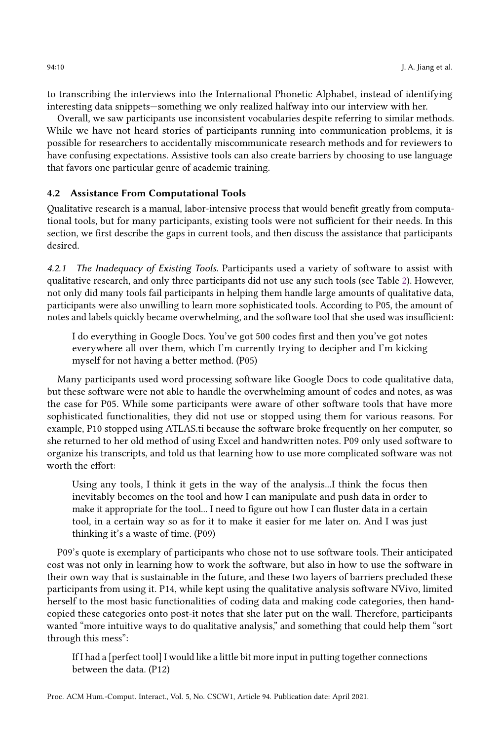to transcribing the interviews into the International Phonetic Alphabet, instead of identifying interesting data snippets—something we only realized halfway into our interview with her.

Overall, we saw participants use inconsistent vocabularies despite referring to similar methods. While we have not heard stories of participants running into communication problems, it is possible for researchers to accidentally miscommunicate research methods and for reviewers to have confusing expectations. Assistive tools can also create barriers by choosing to use language that favors one particular genre of academic training.

### 4.2 Assistance From Computational Tools

Qualitative research is a manual, labor-intensive process that would benefit greatly from computational tools, but for many participants, existing tools were not sufficient for their needs. In this section, we first describe the gaps in current tools, and then discuss the assistance that participants desired.

*4.2.1 The Inadequacy of Existing Tools.* Participants used a variety of software to assist with qualitative research, and only three participants did not use any such tools (see Table 2). However, not only did many tools fail participants in helping them handle large amounts of qualitative data, participants were also unwilling to learn more sophisticated tools. According to P05, the amount of notes and labels quickly became overwhelming, and the software tool that she used was insufficient:

> I do everything in Google Docs. You've got 500 codes first and then you've got notes everywhere all over them, which I'm currently trying to decipher and I'm kicking myself for not having a better method. (P05)

Many participants used word processing software like Google Docs to code qualitative data, but these software were not able to handle the overwhelming amount of codes and notes, as was the case for P05. While some participants were aware of other software tools that have more sophisticated functionalities, they did not use or stopped using them for various reasons. For example, P10 stopped using ATLAS.ti because the software broke frequently on her computer, so she returned to her old method of using Excel and handwritten notes. P09 only used software to organize his transcripts, and told us that learning how to use more complicated software was not worth the effort:

> Using any tools, I think it gets in the way of the analysis...I think the focus then inevitably becomes on the tool and how I can manipulate and push data in order to make it appropriate for the tool... I need to figure out how I can fluster data in a certain tool, in a certain way so as for it to make it easier for me later on. And I was just thinking it's a waste of time. (P09)

P09's quote is exemplary of participants who chose not to use software tools. Their anticipated cost was not only in learning how to work the software, but also in how to use the software in their own way that is sustainable in the future, and these two layers of barriers precluded these participants from using it. P14, while kept using the qualitative analysis software NVivo, limited herself to the most basic functionalities of coding data and making code categories, then hand-copied these categories onto post-it notes that she later put on the wall. Therefore, participants wanted "more intuitive ways to do qualitative analysis," and something that could help them "sort through this mess":

> If I had a [perfect tool] I would like a little bit more input in putting together connections between the data. (P12)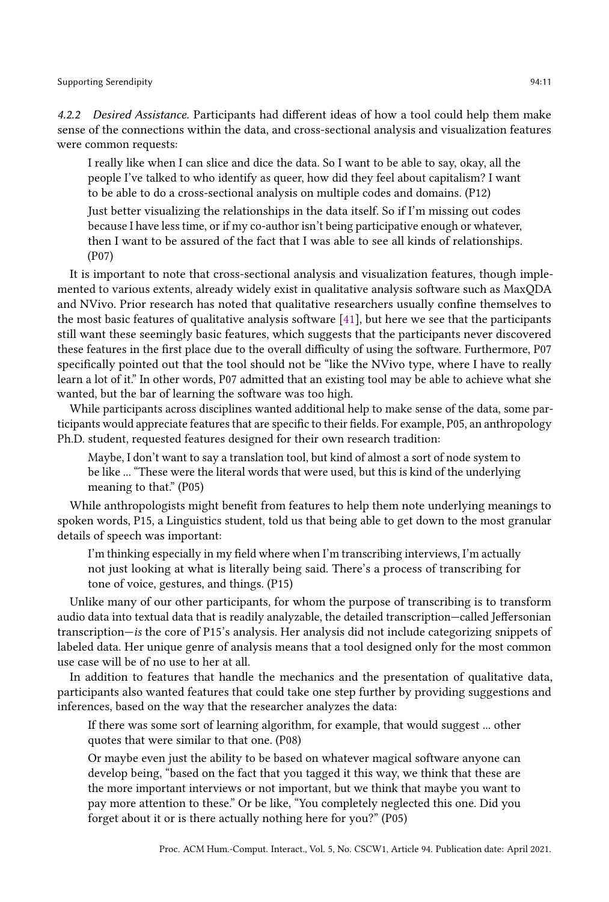#### 4.2.2 *Desired Assistance.*

Participants had different ideas of how a tool could help them make sense of the connections within the data, and cross-sectional analysis and visualization features were common requests:

> I really like when I can slice and dice the data. So I want to be able to say, okay, all the people I've talked to who identify as queer, how did they feel about capitalism? I want to be able to do a cross-sectional analysis on multiple codes and domains. (P12)

> Just better visualizing the relationships in the data itself. So if I'm missing out codes because I have less time, or if my co-author isn't being participative enough or whatever, then I want to be assured of the fact that I was able to see all kinds of relationships. (P07)

It is important to note that cross-sectional analysis and visualization features, though implemented to various extents, already widely exist in qualitative analysis software such as MaxQDA and NVivo. Prior research has noted that qualitative researchers usually confine themselves to the most basic features of qualitative analysis software [41], but here we see that the participants still want these seemingly basic features, which suggests that the participants never discovered these features in the first place due to the overall difficulty of using the software. Furthermore, P07 specifically pointed out that the tool should not be "like the NVivo type, where I have to really learn a lot of it." In other words, P07 admitted that an existing tool may be able to achieve what she wanted, but the bar of learning the software was too high.

While participants across disciplines wanted additional help to make sense of the data, some participants would appreciate features that are specific to their fields. For example, P05, an anthropology Ph.D. student, requested features designed for their own research tradition:

> Maybe, I don't want to say a translation tool, but kind of almost a sort of node system to be like ... "These were the literal words that were used, but this is kind of the underlying meaning to that." (P05)

While anthropologists might benefit from features to help them note underlying meanings to spoken words, P15, a Linguistics student, told us that being able to get down to the most granular details of speech was important:

> I'm thinking especially in my field where when I'm transcribing interviews, I'm actually not just looking at what is literally being said. There's a process of transcribing for tone of voice, gestures, and things. (P15)

Unlike many of our other participants, for whom the purpose of transcribing is to transform audio data into textual data that is readily analyzable, the detailed transcription—called Jeffersonian transcription—*is* the core of P15's analysis. Her analysis did not include categorizing snippets of labeled data. Her unique genre of analysis means that a tool designed only for the most common use case will be of no use to her at all.

In addition to features that handle the mechanics and the presentation of qualitative data, participants also wanted features that could take one step further by providing suggestions and inferences, based on the way that the researcher analyzes the data:

> If there was some sort of learning algorithm, for example, that would suggest ... other quotes that were similar to that one. (P08)

> Or maybe even just the ability to be based on whatever magical software anyone can develop being, "based on the fact that you tagged it this way, we think that these are the more important interviews or not important, but we think that maybe you want to pay more attention to these." Or be like, "You completely neglected this one. Did you forget about it or is there actually nothing here for you?" (P05)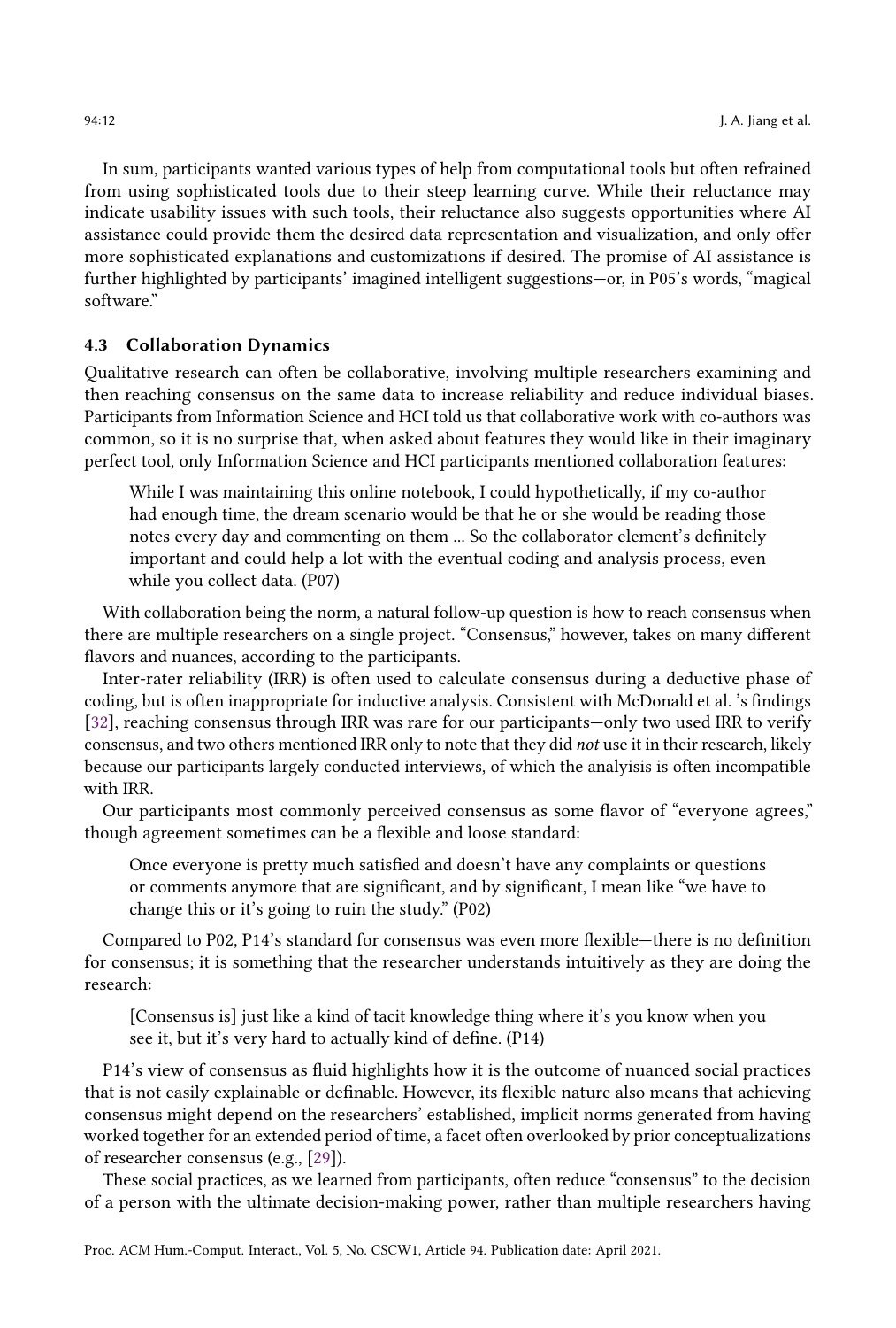In sum, participants wanted various types of help from computational tools but often refrained from using sophisticated tools due to their steep learning curve. While their reluctance may indicate usability issues with such tools, their reluctance also suggests opportunities where AI assistance could provide them the desired data representation and visualization, and only offer more sophisticated explanations and customizations if desired. The promise of AI assistance is further highlighted by participants' imagined intelligent suggestions—or, in P05's words, "magical software."

### 4.3 Collaboration Dynamics

Qualitative research can often be collaborative, involving multiple researchers examining and then reaching consensus on the same data to increase reliability and reduce individual biases. Participants from Information Science and HCI told us that collaborative work with co-authors was common, so it is no surprise that, when asked about features they would like in their imaginary perfect tool, only Information Science and HCI participants mentioned collaboration features:

> While I was maintaining this online notebook, I could hypothetically, if my co-author had enough time, the dream scenario would be that he or she would be reading those notes every day and commenting on them ... So the collaborator element's definitely important and could help a lot with the eventual coding and analysis process, even while you collect data. (P07)

With collaboration being the norm, a natural follow-up question is how to reach consensus when there are multiple researchers on a single project. "Consensus," however, takes on many different flavors and nuances, according to the participants.

Inter-rater reliability (IRR) is often used to calculate consensus during a deductive phase of coding, but is often inappropriate for inductive analysis. Consistent with McDonald et al. 's findings [32], reaching consensus through IRR was rare for our participants—only two used IRR to verify consensus, and two others mentioned IRR only to note that they did *not* use it in their research, likely because our participants largely conducted interviews, of which the analyisis is often incompatible with IRR.

Our participants most commonly perceived consensus as some flavor of "everyone agrees," though agreement sometimes can be a flexible and loose standard:

> Once everyone is pretty much satisfied and doesn't have any complaints or questions or comments anymore that are significant, and by significant, I mean like "we have to change this or it's going to ruin the study." (P02)

Compared to P02, P14's standard for consensus was even more flexible—there is no definition for consensus; it is something that the researcher understands intuitively as they are doing the research:

> [Consensus is] just like a kind of tacit knowledge thing where it's you know when you see it, but it's very hard to actually kind of define. (P14)

P14's view of consensus as fluid highlights how it is the outcome of nuanced social practices that is not easily explainable or definable. However, its flexible nature also means that achieving consensus might depend on the researchers' established, implicit norms generated from having worked together for an extended period of time, a facet often overlooked by prior conceptualizations of researcher consensus (e.g., [29]).

These social practices, as we learned from participants, often reduce "consensus" to the decision of a person with the ultimate decision-making power, rather than multiple researchers having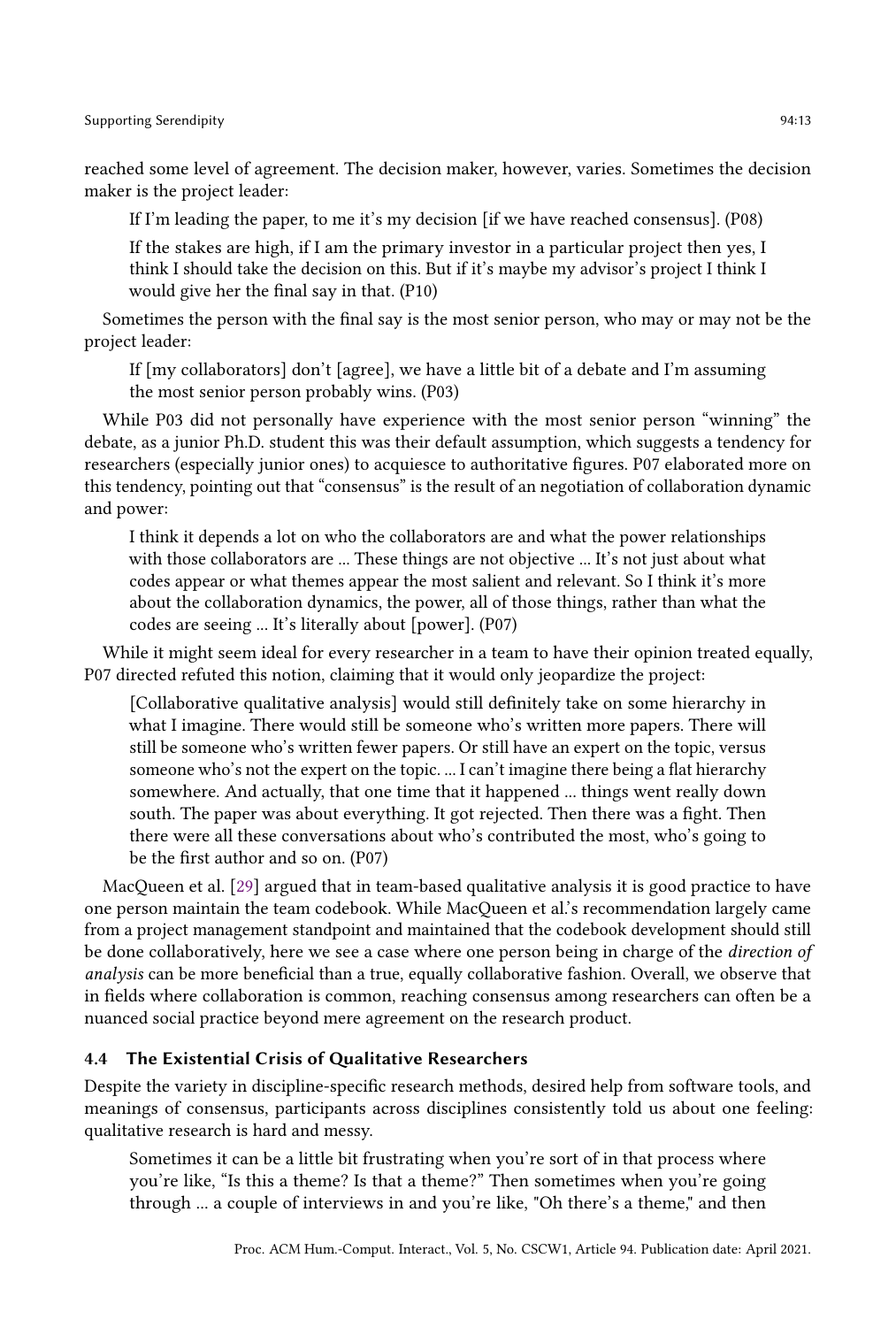reached some level of agreement. The decision maker, however, varies. Sometimes the decision maker is the project leader:

> If I'm leading the paper, to me it's my decision [if we have reached consensus]. (P08)

> If the stakes are high, if I am the primary investor in a particular project then yes, I think I should take the decision on this. But if it's maybe my advisor's project I think I would give her the final say in that. (P10)

Sometimes the person with the final say is the most senior person, who may or may not be the project leader:

> If [my collaborators] don't [agree], we have a little bit of a debate and I'm assuming the most senior person probably wins. (P03)

While P03 did not personally have experience with the most senior person "winning" the debate, as a junior Ph.D. student this was their default assumption, which suggests a tendency for researchers (especially junior ones) to acquiesce to authoritative figures. P07 elaborated more on this tendency, pointing out that "consensus" is the result of an negotiation of collaboration dynamic and power:

> I think it depends a lot on who the collaborators are and what the power relationships with those collaborators are ... These things are not objective ... It's not just about what codes appear or what themes appear the most salient and relevant. So I think it's more about the collaboration dynamics, the power, all of those things, rather than what the codes are seeing ... It's literally about [power]. (P07)

While it might seem ideal for every researcher in a team to have their opinion treated equally, P07 directed refuted this notion, claiming that it would only jeopardize the project:

> [Collaborative qualitative analysis] would still definitely take on some hierarchy in what I imagine. There would still be someone who's written more papers. There will still be someone who's written fewer papers. Or still have an expert on the topic, versus someone who's not the expert on the topic. ... I can't imagine there being a flat hierarchy somewhere. And actually, that one time that it happened ... things went really down south. The paper was about everything. It got rejected. Then there was a fight. Then there were all these conversations about who's contributed the most, who's going to be the first author and so on. (P07)

MacQueen et al. [29] argued that in team-based qualitative analysis it is good practice to have one person maintain the team codebook. While MacQueen et al.'s recommendation largely came from a project management standpoint and maintained that the codebook development should still be done collaboratively, here we see a case where one person being in charge of the *direction of analysis* can be more beneficial than a true, equally collaborative fashion. Overall, we observe that in fields where collaboration is common, reaching consensus among researchers can often be a nuanced social practice beyond mere agreement on the research product.

### 4.4 The Existential Crisis of Qualitative Researchers

Despite the variety in discipline-specific research methods, desired help from software tools, and meanings of consensus, participants across disciplines consistently told us about one feeling: qualitative research is hard and messy.

> Sometimes it can be a little bit frustrating when you're sort of in that process where you're like, "Is this a theme? Is that a theme?" Then sometimes when you're going through ... a couple of interviews in and you're like, "Oh there's a theme," and then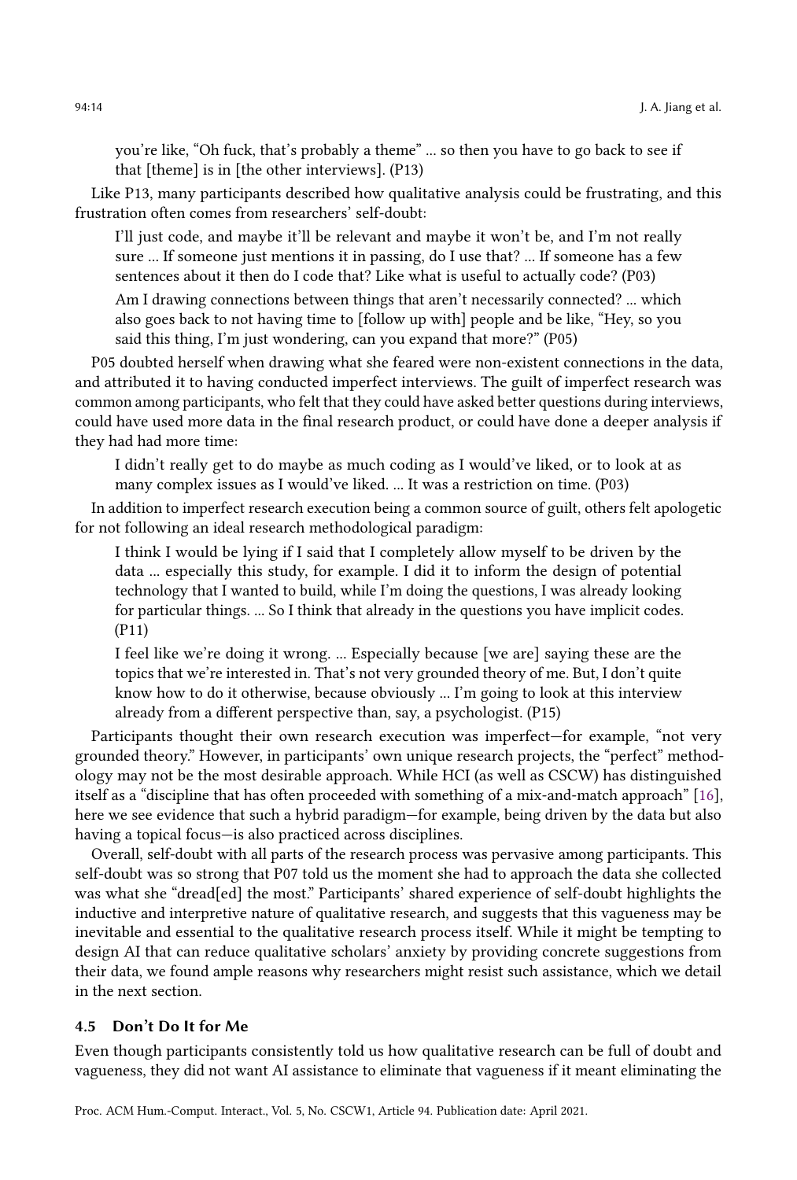> you're like, "Oh fuck, that's probably a theme" ... so then you have to go back to see if that [theme] is in [the other interviews]. (P13)

Like P13, many participants described how qualitative analysis could be frustrating, and this frustration often comes from researchers' self-doubt:

> I'll just code, and maybe it'll be relevant and maybe it won't be, and I'm not really sure ... If someone just mentions it in passing, do I use that? ... If someone has a few sentences about it then do I code that? Like what is useful to actually code? (P03)

> Am I drawing connections between things that aren't necessarily connected? ... which also goes back to not having time to [follow up with] people and be like, "Hey, so you said this thing, I'm just wondering, can you expand that more?" (P05)

P05 doubted herself when drawing what she feared were non-existent connections in the data, and attributed it to having conducted imperfect interviews. The guilt of imperfect research was common among participants, who felt that they could have asked better questions during interviews, could have used more data in the final research product, or could have done a deeper analysis if they had had more time:

> I didn't really get to do maybe as much coding as I would've liked, or to look at as many complex issues as I would've liked. ... It was a restriction on time. (P03)

In addition to imperfect research execution being a common source of guilt, others felt apologetic for not following an ideal research methodological paradigm:

> I think I would be lying if I said that I completely allow myself to be driven by the data ... especially this study, for example. I did it to inform the design of potential technology that I wanted to build, while I'm doing the questions, I was already looking for particular things. ... So I think that already in the questions you have implicit codes. (P11)

> I feel like we're doing it wrong. ... Especially because [we are] saying these are the topics that we're interested in. That's not very grounded theory of me. But, I don't quite know how to do it otherwise, because obviously ... I'm going to look at this interview already from a different perspective than, say, a psychologist. (P15)

Participants thought their own research execution was imperfect—for example, "not very grounded theory." However, in participants' own unique research projects, the "perfect" methodology may not be the most desirable approach. While HCI (as well as CSCW) has distinguished itself as a "discipline that has often proceeded with something of a mix-and-match approach" [16], here we see evidence that such a hybrid paradigm—for example, being driven by the data but also having a topical focus—is also practiced across disciplines.

Overall, self-doubt with all parts of the research process was pervasive among participants. This self-doubt was so strong that P07 told us the moment she had to approach the data she collected was what she "dread[ed] the most." Participants' shared experience of self-doubt highlights the inductive and interpretive nature of qualitative research, and suggests that this vagueness may be inevitable and essential to the qualitative research process itself. While it might be tempting to design AI that can reduce qualitative scholars' anxiety by providing concrete suggestions from their data, we found ample reasons why researchers might resist such assistance, which we detail in the next section.

### 4.5 Don't Do It for Me

Even though participants consistently told us how qualitative research can be full of doubt and vagueness, they did not want AI assistance to eliminate that vagueness if it meant eliminating the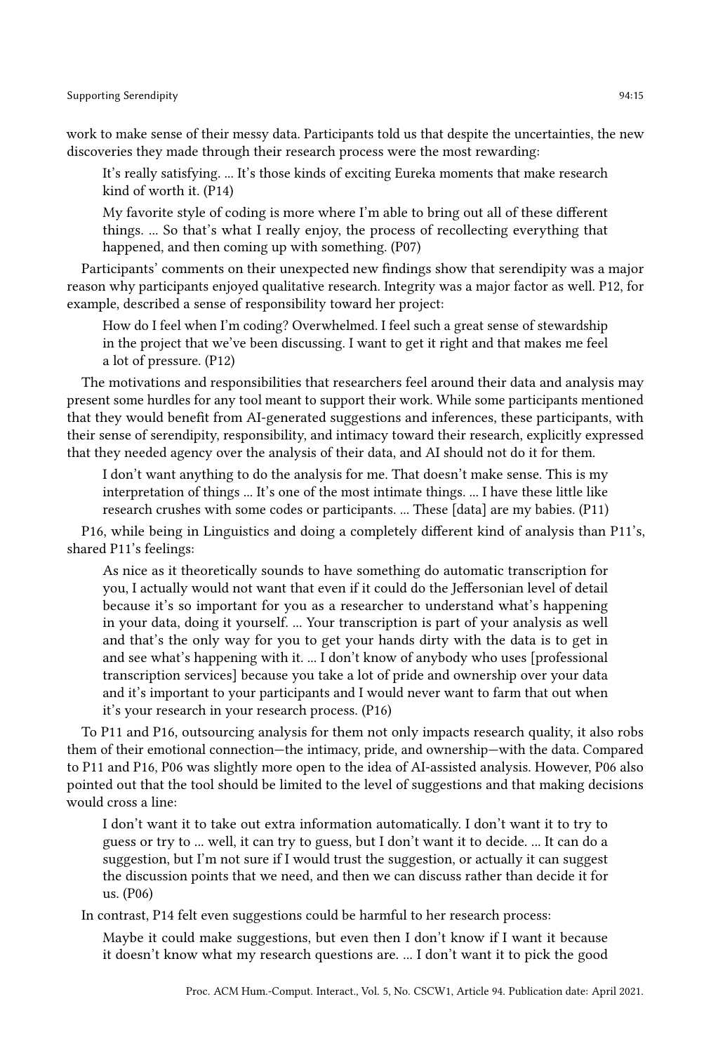work to make sense of their messy data. Participants told us that despite the uncertainties, the new discoveries they made through their research process were the most rewarding:

> It's really satisfying. ... It's those kinds of exciting Eureka moments that make research kind of worth it. (P14)

> My favorite style of coding is more where I'm able to bring out all of these different things. ... So that's what I really enjoy, the process of recollecting everything that happened, and then coming up with something. (P07)

Participants' comments on their unexpected new findings show that serendipity was a major reason why participants enjoyed qualitative research. Integrity was a major factor as well. P12, for example, described a sense of responsibility toward her project:

> How do I feel when I'm coding? Overwhelmed. I feel such a great sense of stewardship in the project that we've been discussing. I want to get it right and that makes me feel a lot of pressure. (P12)

The motivations and responsibilities that researchers feel around their data and analysis may present some hurdles for any tool meant to support their work. While some participants mentioned that they would benefit from AI-generated suggestions and inferences, these participants, with their sense of serendipity, responsibility, and intimacy toward their research, explicitly expressed that they needed agency over the analysis of their data, and AI should not do it for them.

> I don't want anything to do the analysis for me. That doesn't make sense. This is my interpretation of things ... It's one of the most intimate things. ... I have these little like research crushes with some codes or participants. ... These [data] are my babies. (P11)

P16, while being in Linguistics and doing a completely different kind of analysis than P11's, shared P11's feelings:

> As nice as it theoretically sounds to have something do automatic transcription for you, I actually would not want that even if it could do the Jeffersonian level of detail because it's so important for you as a researcher to understand what's happening in your data, doing it yourself. ... Your transcription is part of your analysis as well and that's the only way for you to get your hands dirty with the data is to get in and see what's happening with it. ... I don't know of anybody who uses [professional transcription services] because you take a lot of pride and ownership over your data and it's important to your participants and I would never want to farm that out when it's your research in your research process. (P16)

To P11 and P16, outsourcing analysis for them not only impacts research quality, it also robs them of their emotional connection—the intimacy, pride, and ownership—with the data. Compared to P11 and P16, P06 was slightly more open to the idea of AI-assisted analysis. However, P06 also pointed out that the tool should be limited to the level of suggestions and that making decisions would cross a line:

> I don't want it to take out extra information automatically. I don't want it to try to guess or try to ... well, it can try to guess, but I don't want it to decide. ... It can do a suggestion, but I'm not sure if I would trust the suggestion, or actually it can suggest the discussion points that we need, and then we can discuss rather than decide it for us. (P06)

In contrast, P14 felt even suggestions could be harmful to her research process:

> Maybe it could make suggestions, but even then I don't know if I want it because it doesn't know what my research questions are. ... I don't want it to pick the good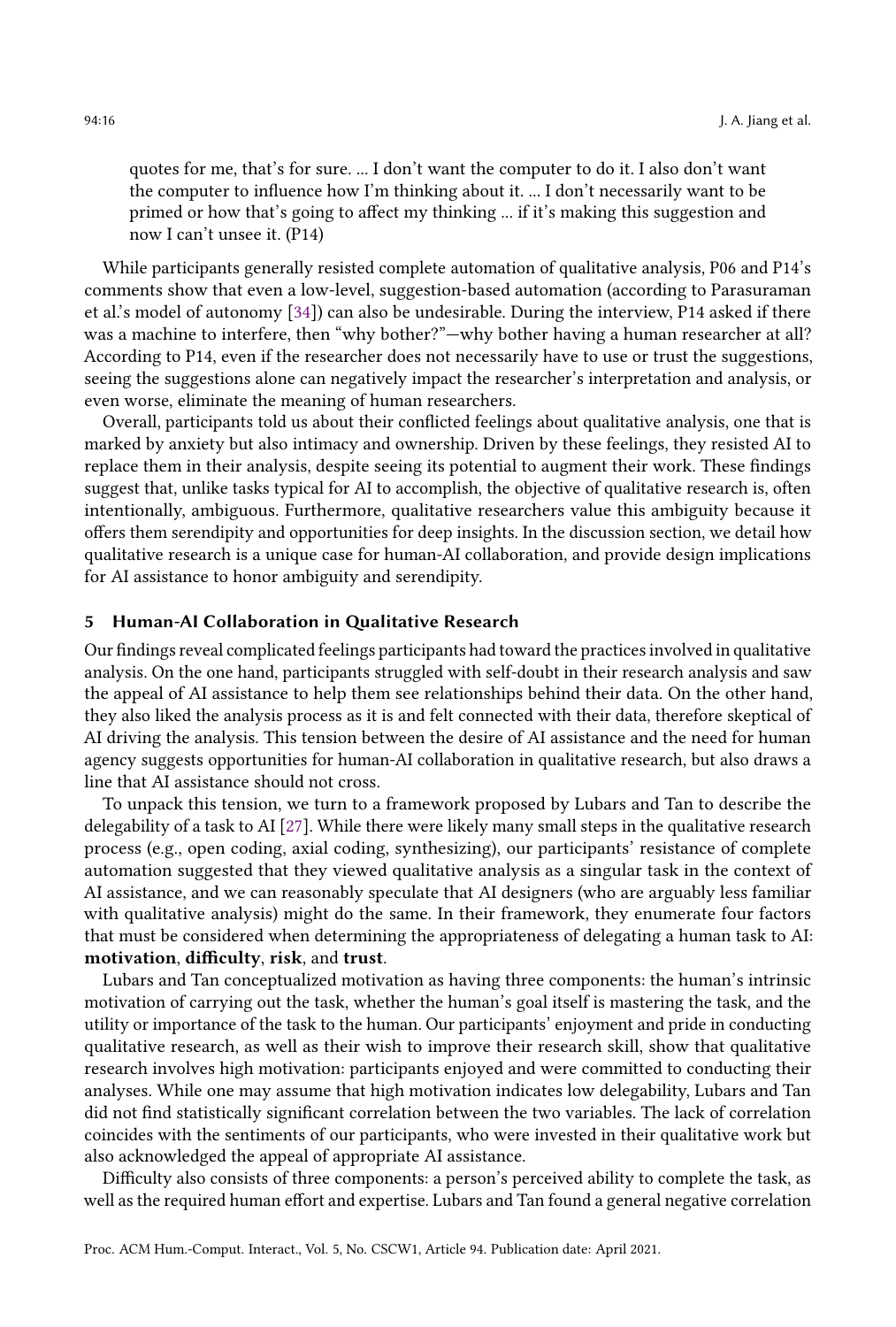> quotes for me, that's for sure. ... I don't want the computer to do it. I also don't want the computer to influence how I'm thinking about it. ... I don't necessarily want to be primed or how that's going to affect my thinking ... if it's making this suggestion and now I can't unsee it. (P14)

While participants generally resisted complete automation of qualitative analysis, P06 and P14's comments show that even a low-level, suggestion-based automation (according to Parasuraman et al.'s model of autonomy [34]) can also be undesirable. During the interview, P14 asked if there was a machine to interfere, then "why bother?"—why bother having a human researcher at all? According to P14, even if the researcher does not necessarily have to use or trust the suggestions, seeing the suggestions alone can negatively impact the researcher's interpretation and analysis, or even worse, eliminate the meaning of human researchers.

Overall, participants told us about their conflicted feelings about qualitative analysis, one that is marked by anxiety but also intimacy and ownership. Driven by these feelings, they resisted AI to replace them in their analysis, despite seeing its potential to augment their work. These findings suggest that, unlike tasks typical for AI to accomplish, the objective of qualitative research is, often intentionally, ambiguous. Furthermore, qualitative researchers value this ambiguity because it offers them serendipity and opportunities for deep insights. In the discussion section, we detail how qualitative research is a unique case for human-AI collaboration, and provide design implications for AI assistance to honor ambiguity and serendipity.

## 5 Human-AI Collaboration in Qualitative Research

Our findings reveal complicated feelings participants had toward the practices involved in qualitative analysis. On the one hand, participants struggled with self-doubt in their research analysis and saw the appeal of AI assistance to help them see relationships behind their data. On the other hand, they also liked the analysis process as it is and felt connected with their data, therefore skeptical of AI driving the analysis. This tension between the desire of AI assistance and the need for human agency suggests opportunities for human-AI collaboration in qualitative research, but also draws a line that AI assistance should not cross.

To unpack this tension, we turn to a framework proposed by Lubars and Tan to describe the delegability of a task to AI [27]. While there were likely many small steps in the qualitative research process (e.g., open coding, axial coding, synthesizing), our participants' resistance of complete automation suggested that they viewed qualitative analysis as a singular task in the context of AI assistance, and we can reasonably speculate that AI designers (who are arguably less familiar with qualitative analysis) might do the same. In their framework, they enumerate four factors that must be considered when determining the appropriateness of delegating a human task to AI: **motivation**, **difficulty**, **risk**, and **trust**.

Lubars and Tan conceptualized motivation as having three components: the human's intrinsic motivation of carrying out the task, whether the human's goal itself is mastering the task, and the utility or importance of the task to the human. Our participants' enjoyment and pride in conducting qualitative research, as well as their wish to improve their research skill, show that qualitative research involves high motivation: participants enjoyed and were committed to conducting their analyses. While one may assume that high motivation indicates low delegability, Lubars and Tan did not find statistically significant correlation between the two variables. The lack of correlation coincides with the sentiments of our participants, who were invested in their qualitative work but also acknowledged the appeal of appropriate AI assistance.

Difficulty also consists of three components: a person's perceived ability to complete the task, as well as the required human effort and expertise. Lubars and Tan found a general negative correlation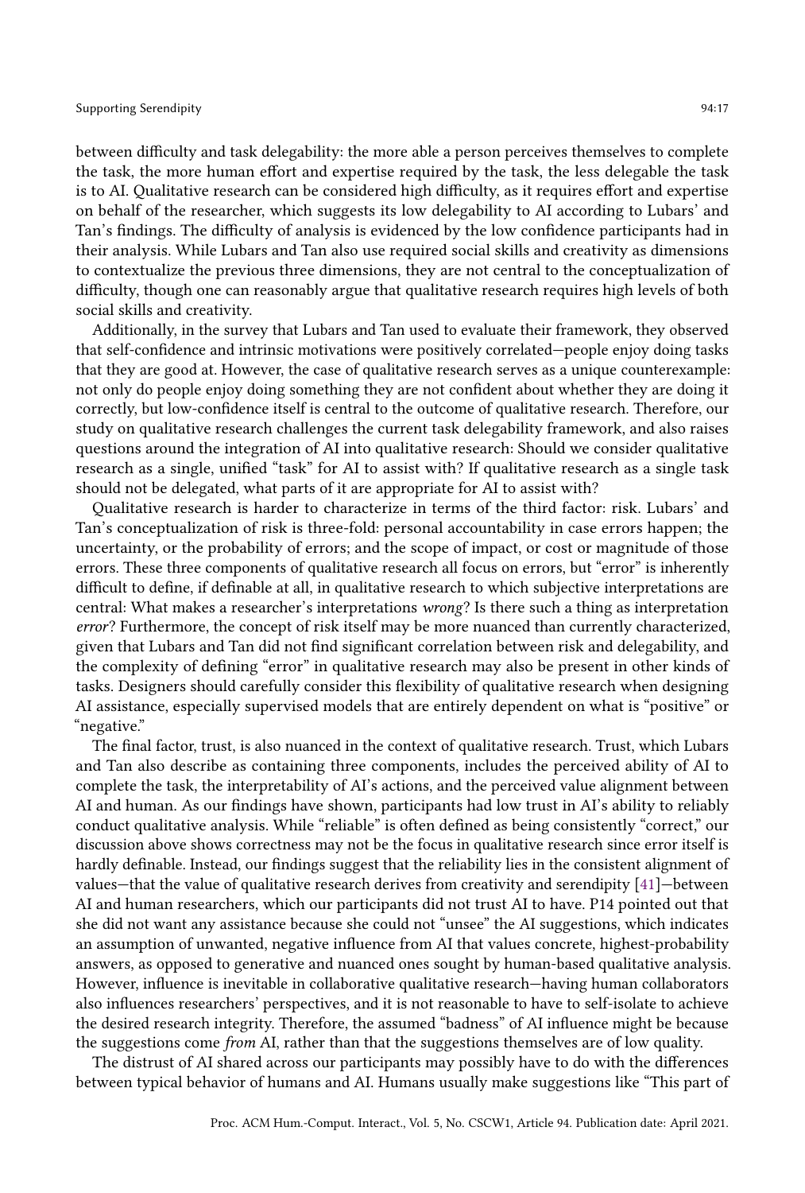between difficulty and task delegability: the more able a person perceives themselves to complete the task, the more human effort and expertise required by the task, the less delegable the task is to AI. Qualitative research can be considered high difficulty, as it requires effort and expertise on behalf of the researcher, which suggests its low delegability to AI according to Lubars' and Tan's findings. The difficulty of analysis is evidenced by the low confidence participants had in their analysis. While Lubars and Tan also use required social skills and creativity as dimensions to contextualize the previous three dimensions, they are not central to the conceptualization of difficulty, though one can reasonably argue that qualitative research requires high levels of both social skills and creativity.

Additionally, in the survey that Lubars and Tan used to evaluate their framework, they observed that self-confidence and intrinsic motivations were positively correlated—people enjoy doing tasks that they are good at. However, the case of qualitative research serves as a unique counterexample: not only do people enjoy doing something they are not confident about whether they are doing it correctly, but low-confidence itself is central to the outcome of qualitative research. Therefore, our study on qualitative research challenges the current task delegability framework, and also raises questions around the integration of AI into qualitative research: Should we consider qualitative research as a single, unified "task" for AI to assist with? If qualitative research as a single task should not be delegated, what parts of it are appropriate for AI to assist with?

Qualitative research is harder to characterize in terms of the third factor: risk. Lubars' and Tan's conceptualization of risk is three-fold: personal accountability in case errors happen; the uncertainty, or the probability of errors; and the scope of impact, or cost or magnitude of those errors. These three components of qualitative research all focus on errors, but "error" is inherently difficult to define, if definable at all, in qualitative research to which subjective interpretations are central: What makes a researcher's interpretations *wrong*? Is there such a thing as interpretation *error*? Furthermore, the concept of risk itself may be more nuanced than currently characterized, given that Lubars and Tan did not find significant correlation between risk and delegability, and the complexity of defining "error" in qualitative research may also be present in other kinds of tasks. Designers should carefully consider this flexibility of qualitative research when designing AI assistance, especially supervised models that are entirely dependent on what is "positive" or "negative."

The final factor, trust, is also nuanced in the context of qualitative research. Trust, which Lubars and Tan also describe as containing three components, includes the perceived ability of AI to complete the task, the interpretability of AI's actions, and the perceived value alignment between AI and human. As our findings have shown, participants had low trust in AI's ability to reliably conduct qualitative analysis. While "reliable" is often defined as being consistently "correct," our discussion above shows correctness may not be the focus in qualitative research since error itself is hardly definable. Instead, our findings suggest that the reliability lies in the consistent alignment of values—that the value of qualitative research derives from creativity and serendipity [41]—between AI and human researchers, which our participants did not trust AI to have. P14 pointed out that she did not want any assistance because she could not "unsee" the AI suggestions, which indicates an assumption of unwanted, negative influence from AI that values concrete, highest-probability answers, as opposed to generative and nuanced ones sought by human-based qualitative analysis. However, influence is inevitable in collaborative qualitative research—having human collaborators also influences researchers' perspectives, and it is not reasonable to have to self-isolate to achieve the desired research integrity. Therefore, the assumed "badness" of AI influence might be because the suggestions come *from* AI, rather than that the suggestions themselves are of low quality.

The distrust of AI shared across our participants may possibly have to do with the differences between typical behavior of humans and AI. Humans usually make suggestions like "This part of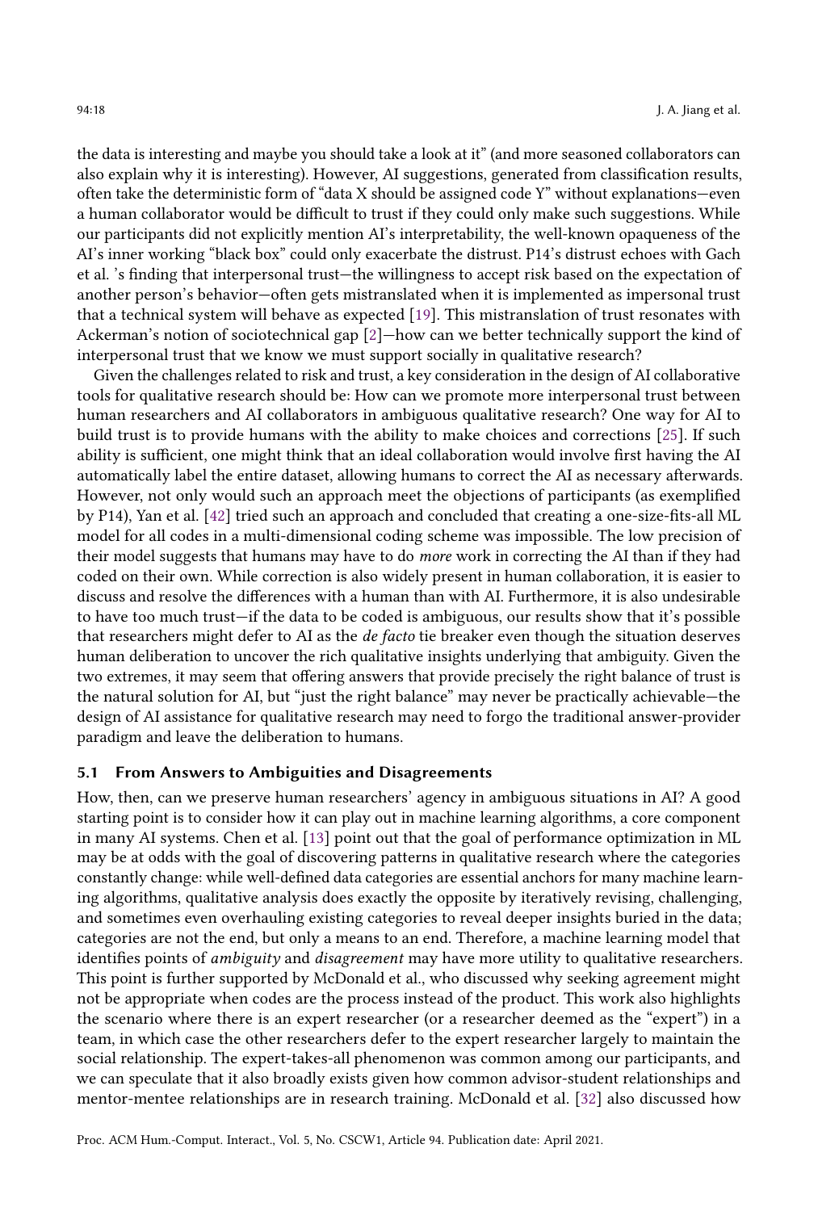the data is interesting and maybe you should take a look at it" (and more seasoned collaborators can also explain why it is interesting). However, AI suggestions, generated from classification results, often take the deterministic form of "data X should be assigned code Y" without explanations—even a human collaborator would be difficult to trust if they could only make such suggestions. While our participants did not explicitly mention AI's interpretability, the well-known opaqueness of the AI's inner working "black box" could only exacerbate the distrust. P14's distrust echoes with Gach et al. 's finding that interpersonal trust—the willingness to accept risk based on the expectation of another person's behavior—often gets mistranslated when it is implemented as impersonal trust that a technical system will behave as expected [19]. This mistranslation of trust resonates with Ackerman's notion of sociotechnical gap [2]—how can we better technically support the kind of interpersonal trust that we know we must support socially in qualitative research?

Given the challenges related to risk and trust, a key consideration in the design of AI collaborative tools for qualitative research should be: How can we promote more interpersonal trust between human researchers and AI collaborators in ambiguous qualitative research? One way for AI to build trust is to provide humans with the ability to make choices and corrections [25]. If such ability is sufficient, one might think that an ideal collaboration would involve first having the AI automatically label the entire dataset, allowing humans to correct the AI as necessary afterwards. However, not only would such an approach meet the objections of participants (as exemplified by P14), Yan et al. [42] tried such an approach and concluded that creating a one-size-fits-all ML model for all codes in a multi-dimensional coding scheme was impossible. The low precision of their model suggests that humans may have to do *more* work in correcting the AI than if they had coded on their own. While correction is also widely present in human collaboration, it is easier to discuss and resolve the differences with a human than with AI. Furthermore, it is also undesirable to have too much trust—if the data to be coded is ambiguous, our results show that it's possible that researchers might defer to AI as the *de facto* tie breaker even though the situation deserves human deliberation to uncover the rich qualitative insights underlying that ambiguity. Given the two extremes, it may seem that offering answers that provide precisely the right balance of trust is the natural solution for AI, but "just the right balance" may never be practically achievable—the design of AI assistance for qualitative research may need to forgo the traditional answer-provider paradigm and leave the deliberation to humans.

### 5.1 From Answers to Ambiguities and Disagreements

How, then, can we preserve human researchers' agency in ambiguous situations in AI? A good starting point is to consider how it can play out in machine learning algorithms, a core component in many AI systems. Chen et al. [13] point out that the goal of performance optimization in ML may be at odds with the goal of discovering patterns in qualitative research where the categories constantly change: while well-defined data categories are essential anchors for many machine learning algorithms, qualitative analysis does exactly the opposite by iteratively revising, challenging, and sometimes even overhauling existing categories to reveal deeper insights buried in the data; categories are not the end, but only a means to an end. Therefore, a machine learning model that identifies points of *ambiguity* and *disagreement* may have more utility to qualitative researchers. This point is further supported by McDonald et al., who discussed why seeking agreement might not be appropriate when codes are the process instead of the product. This work also highlights the scenario where there is an expert researcher (or a researcher deemed as the "expert") in a team, in which case the other researchers defer to the expert researcher largely to maintain the social relationship. The expert-takes-all phenomenon was common among our participants, and we can speculate that it also broadly exists given how common advisor-student relationships and mentor-mentee relationships are in research training. McDonald et al. [32] also discussed how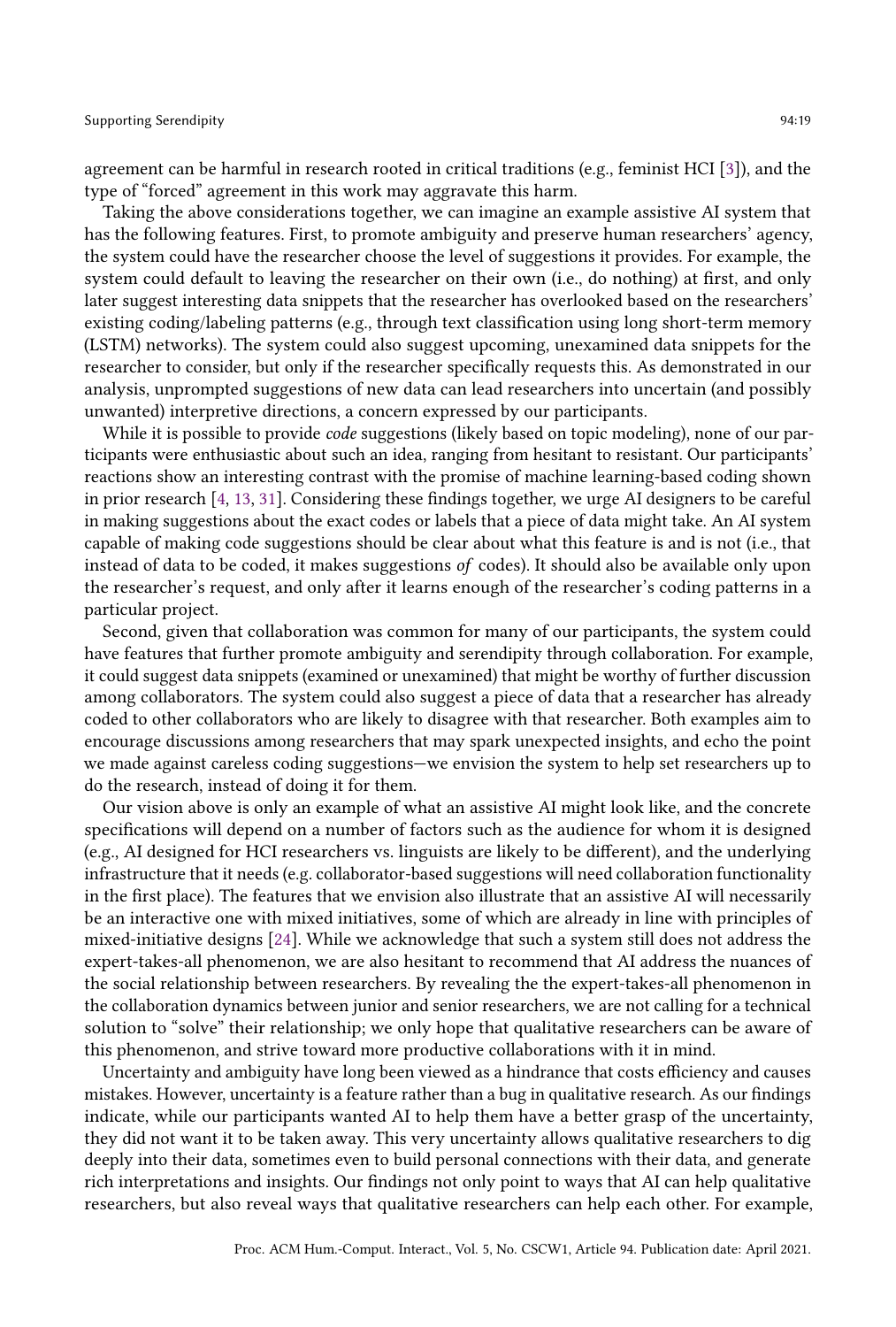agreement can be harmful in research rooted in critical traditions (e.g., feminist HCI [3]), and the type of "forced" agreement in this work may aggravate this harm.

Taking the above considerations together, we can imagine an example assistive AI system that has the following features. First, to promote ambiguity and preserve human researchers' agency, the system could have the researcher choose the level of suggestions it provides. For example, the system could default to leaving the researcher on their own (i.e., do nothing) at first, and only later suggest interesting data snippets that the researcher has overlooked based on the researchers' existing coding/labeling patterns (e.g., through text classification using long short-term memory (LSTM) networks). The system could also suggest upcoming, unexamined data snippets for the researcher to consider, but only if the researcher specifically requests this. As demonstrated in our analysis, unprompted suggestions of new data can lead researchers into uncertain (and possibly unwanted) interpretive directions, a concern expressed by our participants.

While it is possible to provide *code* suggestions (likely based on topic modeling), none of our participants were enthusiastic about such an idea, ranging from hesitant to resistant. Our participants' reactions show an interesting contrast with the promise of machine learning-based coding shown in prior research [4, 13, 31]. Considering these findings together, we urge AI designers to be careful in making suggestions about the exact codes or labels that a piece of data might take. An AI system capable of making code suggestions should be clear about what this feature is and is not (i.e., that instead of data to be coded, it makes suggestions *of* codes). It should also be available only upon the researcher's request, and only after it learns enough of the researcher's coding patterns in a particular project.

Second, given that collaboration was common for many of our participants, the system could have features that further promote ambiguity and serendipity through collaboration. For example, it could suggest data snippets (examined or unexamined) that might be worthy of further discussion among collaborators. The system could also suggest a piece of data that a researcher has already coded to other collaborators who are likely to disagree with that researcher. Both examples aim to encourage discussions among researchers that may spark unexpected insights, and echo the point we made against careless coding suggestions—we envision the system to help set researchers up to do the research, instead of doing it for them.

Our vision above is only an example of what an assistive AI might look like, and the concrete specifications will depend on a number of factors such as the audience for whom it is designed (e.g., AI designed for HCI researchers vs. linguists are likely to be different), and the underlying infrastructure that it needs (e.g. collaborator-based suggestions will need collaboration functionality in the first place). The features that we envision also illustrate that an assistive AI will necessarily be an interactive one with mixed initiatives, some of which are already in line with principles of mixed-initiative designs [24]. While we acknowledge that such a system still does not address the expert-takes-all phenomenon, we are also hesitant to recommend that AI address the nuances of the social relationship between researchers. By revealing the the expert-takes-all phenomenon in the collaboration dynamics between junior and senior researchers, we are not calling for a technical solution to "solve" their relationship; we only hope that qualitative researchers can be aware of this phenomenon, and strive toward more productive collaborations with it in mind.

Uncertainty and ambiguity have long been viewed as a hindrance that costs efficiency and causes mistakes. However, uncertainty is a feature rather than a bug in qualitative research. As our findings indicate, while our participants wanted AI to help them have a better grasp of the uncertainty, they did not want it to be taken away. This very uncertainty allows qualitative researchers to dig deeply into their data, sometimes even to build personal connections with their data, and generate rich interpretations and insights. Our findings not only point to ways that AI can help qualitative researchers, but also reveal ways that qualitative researchers can help each other. For example,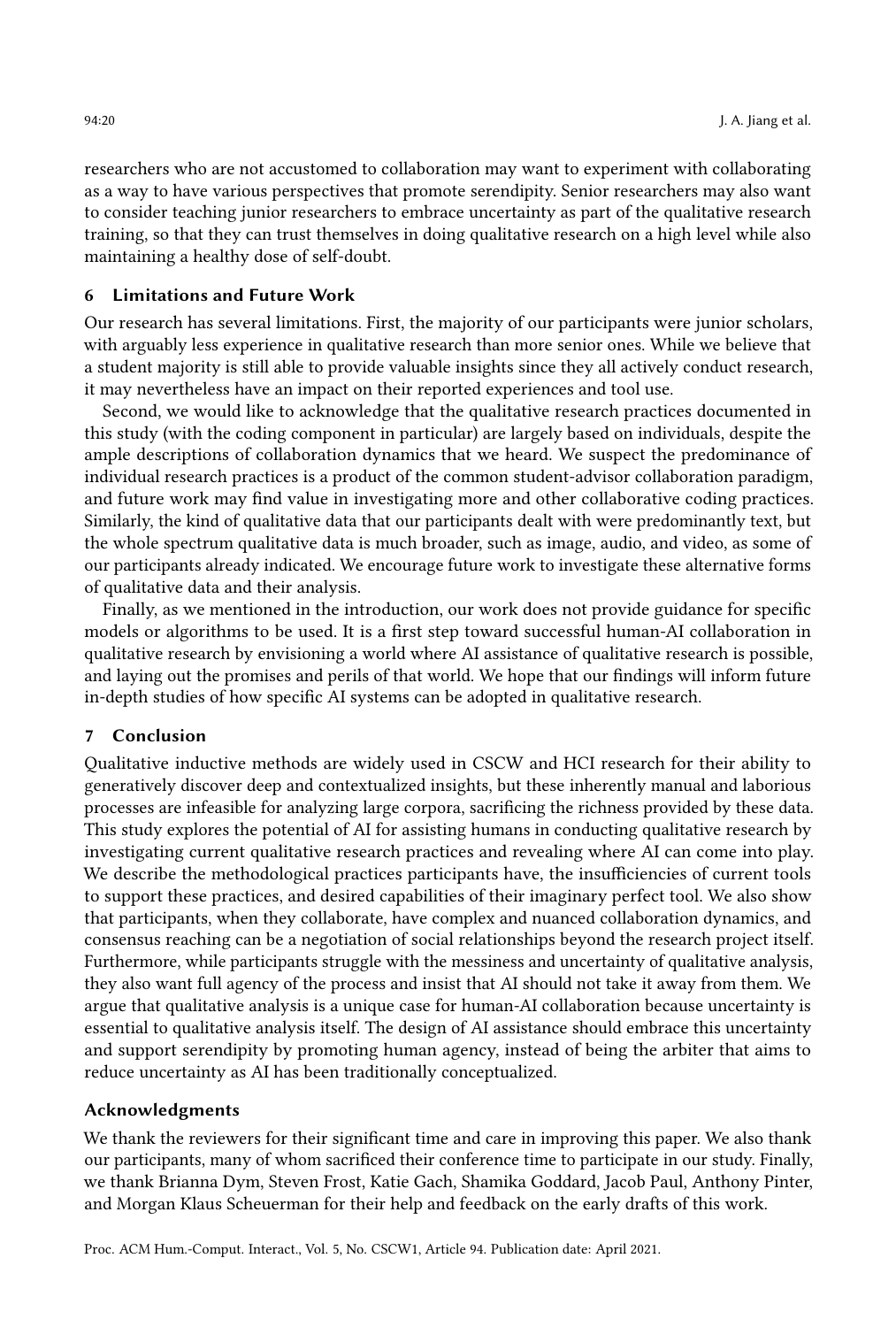researchers who are not accustomed to collaboration may want to experiment with collaborating as a way to have various perspectives that promote serendipity. Senior researchers may also want to consider teaching junior researchers to embrace uncertainty as part of the qualitative research training, so that they can trust themselves in doing qualitative research on a high level while also maintaining a healthy dose of self-doubt.

## 6 Limitations and Future Work

Our research has several limitations. First, the majority of our participants were junior scholars, with arguably less experience in qualitative research than more senior ones. While we believe that a student majority is still able to provide valuable insights since they all actively conduct research, it may nevertheless have an impact on their reported experiences and tool use.

Second, we would like to acknowledge that the qualitative research practices documented in this study (with the coding component in particular) are largely based on individuals, despite the ample descriptions of collaboration dynamics that we heard. We suspect the predominance of individual research practices is a product of the common student-advisor collaboration paradigm, and future work may find value in investigating more and other collaborative coding practices. Similarly, the kind of qualitative data that our participants dealt with were predominantly text, but the whole spectrum qualitative data is much broader, such as image, audio, and video, as some of our participants already indicated. We encourage future work to investigate these alternative forms of qualitative data and their analysis.

Finally, as we mentioned in the introduction, our work does not provide guidance for specific models or algorithms to be used. It is a first step toward successful human-AI collaboration in qualitative research by envisioning a world where AI assistance of qualitative research is possible, and laying out the promises and perils of that world. We hope that our findings will inform future in-depth studies of how specific AI systems can be adopted in qualitative research.

## 7 Conclusion

Qualitative inductive methods are widely used in CSCW and HCI research for their ability to generatively discover deep and contextualized insights, but these inherently manual and laborious processes are infeasible for analyzing large corpora, sacrificing the richness provided by these data. This study explores the potential of AI for assisting humans in conducting qualitative research by investigating current qualitative research practices and revealing where AI can come into play. We describe the methodological practices participants have, the insufficiencies of current tools to support these practices, and desired capabilities of their imaginary perfect tool. We also show that participants, when they collaborate, have complex and nuanced collaboration dynamics, and consensus reaching can be a negotiation of social relationships beyond the research project itself. Furthermore, while participants struggle with the messiness and uncertainty of qualitative analysis, they also want full agency of the process and insist that AI should not take it away from them. We argue that qualitative analysis is a unique case for human-AI collaboration because uncertainty is essential to qualitative analysis itself. The design of AI assistance should embrace this uncertainty and support serendipity by promoting human agency, instead of being the arbiter that aims to reduce uncertainty as AI has been traditionally conceptualized.

## Acknowledgments

We thank the reviewers for their significant time and care in improving this paper. We also thank our participants, many of whom sacrificed their conference time to participate in our study. Finally, we thank Brianna Dym, Steven Frost, Katie Gach, Shamika Goddard, Jacob Paul, Anthony Pinter, and Morgan Klaus Scheuerman for their help and feedback on the early drafts of this work.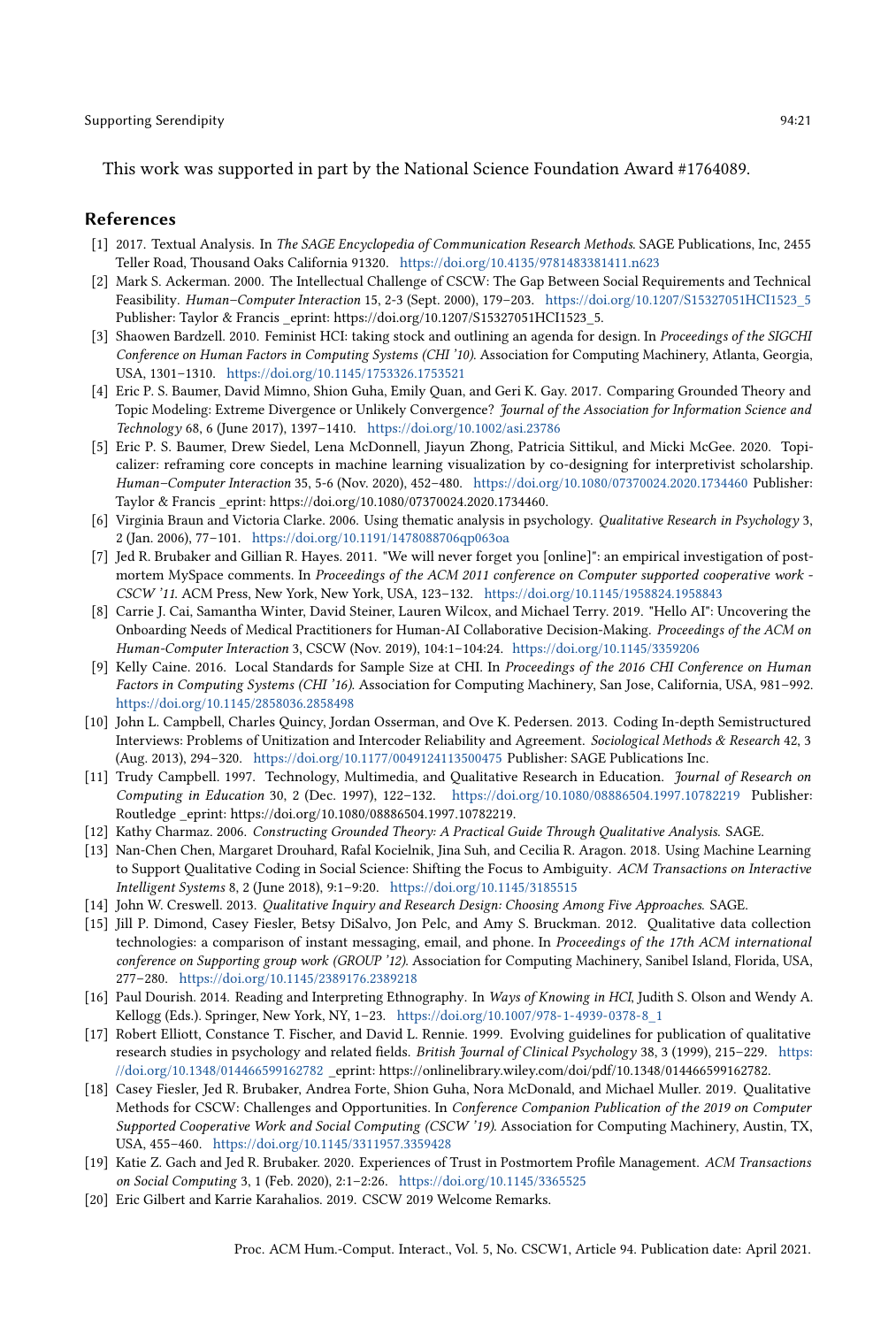This work was supported in part by the National Science Foundation Award #1764089.

## References

[1] 2017. Textual Analysis. In *The SAGE Encyclopedia of Communication Research Methods*. SAGE Publications, Inc, 2455 Teller Road, Thousand Oaks California 91320. https://doi.org/10.4135/9781483381411.n623

[2] Mark S. Ackerman. 2000. The Intellectual Challenge of CSCW: The Gap Between Social Requirements and Technical Feasibility. *Human–Computer Interaction* 15, 2-3 (Sept. 2000), 179–203. https://doi.org/10.1207/S15327051HCI1523_5 Publisher: Taylor & Francis _eprint: https://doi.org/10.1207/S15327051HCI1523_5.

[3] Shaowen Bardzell. 2010. Feminist HCI: taking stock and outlining an agenda for design. In *Proceedings of the SIGCHI Conference on Human Factors in Computing Systems (CHI '10)*. Association for Computing Machinery, Atlanta, Georgia, USA, 1301–1310. https://doi.org/10.1145/1753326.1753521

[4] Eric P. S. Baumer, David Mimno, Shion Guha, Emily Quan, and Geri K. Gay. 2017. Comparing Grounded Theory and Topic Modeling: Extreme Divergence or Unlikely Convergence? *Journal of the Association for Information Science and Technology* 68, 6 (June 2017), 1397–1410. https://doi.org/10.1002/asi.23786

[5] Eric P. S. Baumer, Drew Siedel, Lena McDonnell, Jiayun Zhong, Patricia Sittikul, and Micki McGee. 2020. Topicalizer: reframing core concepts in machine learning visualization by co-designing for interpretivist scholarship. *Human–Computer Interaction* 35, 5-6 (Nov. 2020), 452–480. https://doi.org/10.1080/07370024.2020.1734460 Publisher: Taylor & Francis _eprint: https://doi.org/10.1080/07370024.2020.1734460.

[6] Virginia Braun and Victoria Clarke. 2006. Using thematic analysis in psychology. *Qualitative Research in Psychology* 3, 2 (Jan. 2006), 77–101. https://doi.org/10.1191/1478088706qp063oa

[7] Jed R. Brubaker and Gillian R. Hayes. 2011. "We will never forget you [online]": an empirical investigation of post-mortem MySpace comments. In *Proceedings of the ACM 2011 conference on Computer supported cooperative work - CSCW '11*. ACM Press, New York, New York, USA, 123–132. https://doi.org/10.1145/1958824.1958843

[8] Carrie J. Cai, Samantha Winter, David Steiner, Lauren Wilcox, and Michael Terry. 2019. "Hello AI": Uncovering the Onboarding Needs of Medical Practitioners for Human-AI Collaborative Decision-Making. *Proceedings of the ACM on Human-Computer Interaction* 3, CSCW (Nov. 2019), 104:1–104:24. https://doi.org/10.1145/3359206

[9] Kelly Caine. 2016. Local Standards for Sample Size at CHI. In *Proceedings of the 2016 CHI Conference on Human Factors in Computing Systems (CHI '16)*. Association for Computing Machinery, San Jose, California, USA, 981–992. https://doi.org/10.1145/2858036.2858498

[10] John L. Campbell, Charles Quincy, Jordan Osserman, and Ove K. Pedersen. 2013. Coding In-depth Semistructured Interviews: Problems of Unitization and Intercoder Reliability and Agreement. *Sociological Methods & Research* 42, 3 (Aug. 2013), 294–320. https://doi.org/10.1177/0049124113500475 Publisher: SAGE Publications Inc.

[11] Trudy Campbell. 1997. Technology, Multimedia, and Qualitative Research in Education. *Journal of Research on Computing in Education* 30, 2 (Dec. 1997), 122–132. https://doi.org/10.1080/08886504.1997.10782219 Publisher: Routledge _eprint: https://doi.org/10.1080/08886504.1997.10782219.

[12] Kathy Charmaz. 2006. *Constructing Grounded Theory: A Practical Guide Through Qualitative Analysis*. SAGE.

[13] Nan-Chen Chen, Margaret Drouhard, Rafal Kocielnik, Jina Suh, and Cecilia R. Aragon. 2018. Using Machine Learning to Support Qualitative Coding in Social Science: Shifting the Focus to Ambiguity. *ACM Transactions on Interactive Intelligent Systems* 8, 2 (June 2018), 9:1–9:20. https://doi.org/10.1145/3185515

[14] John W. Creswell. 2013. *Qualitative Inquiry and Research Design: Choosing Among Five Approaches*. SAGE.

[15] Jill P. Dimond, Casey Fiesler, Betsy DiSalvo, Jon Pelc, and Amy S. Bruckman. 2012. Qualitative data collection technologies: a comparison of instant messaging, email, and phone. In *Proceedings of the 17th ACM international conference on Supporting group work (GROUP '12)*. Association for Computing Machinery, Sanibel Island, Florida, USA, 277–280. https://doi.org/10.1145/2389176.2389218

[16] Paul Dourish. 2014. Reading and Interpreting Ethnography. In *Ways of Knowing in HCI*, Judith S. Olson and Wendy A. Kellogg (Eds.). Springer, New York, NY, 1–23. https://doi.org/10.1007/978-1-4939-0378-8_1

[17] Robert Elliott, Constance T. Fischer, and David L. Rennie. 1999. Evolving guidelines for publication of qualitative research studies in psychology and related fields. *British Journal of Clinical Psychology* 38, 3 (1999), 215–229. https://doi.org/10.1348/014466599162782 _eprint: https://onlinelibrary.wiley.com/doi/pdf/10.1348/014466599162782.

[18] Casey Fiesler, Jed R. Brubaker, Andrea Forte, Shion Guha, Nora McDonald, and Michael Muller. 2019. Qualitative Methods for CSCW: Challenges and Opportunities. In *Conference Companion Publication of the 2019 on Computer Supported Cooperative Work and Social Computing (CSCW '19)*. Association for Computing Machinery, Austin, TX, USA, 455–460. https://doi.org/10.1145/3311957.3359428

[19] Katie Z. Gach and Jed R. Brubaker. 2020. Experiences of Trust in Postmortem Profile Management. *ACM Transactions on Social Computing* 3, 1 (Feb. 2020), 2:1–2:26. https://doi.org/10.1145/3365525

[20] Eric Gilbert and Karrie Karahalios. 2019. CSCW 2019 Welcome Remarks.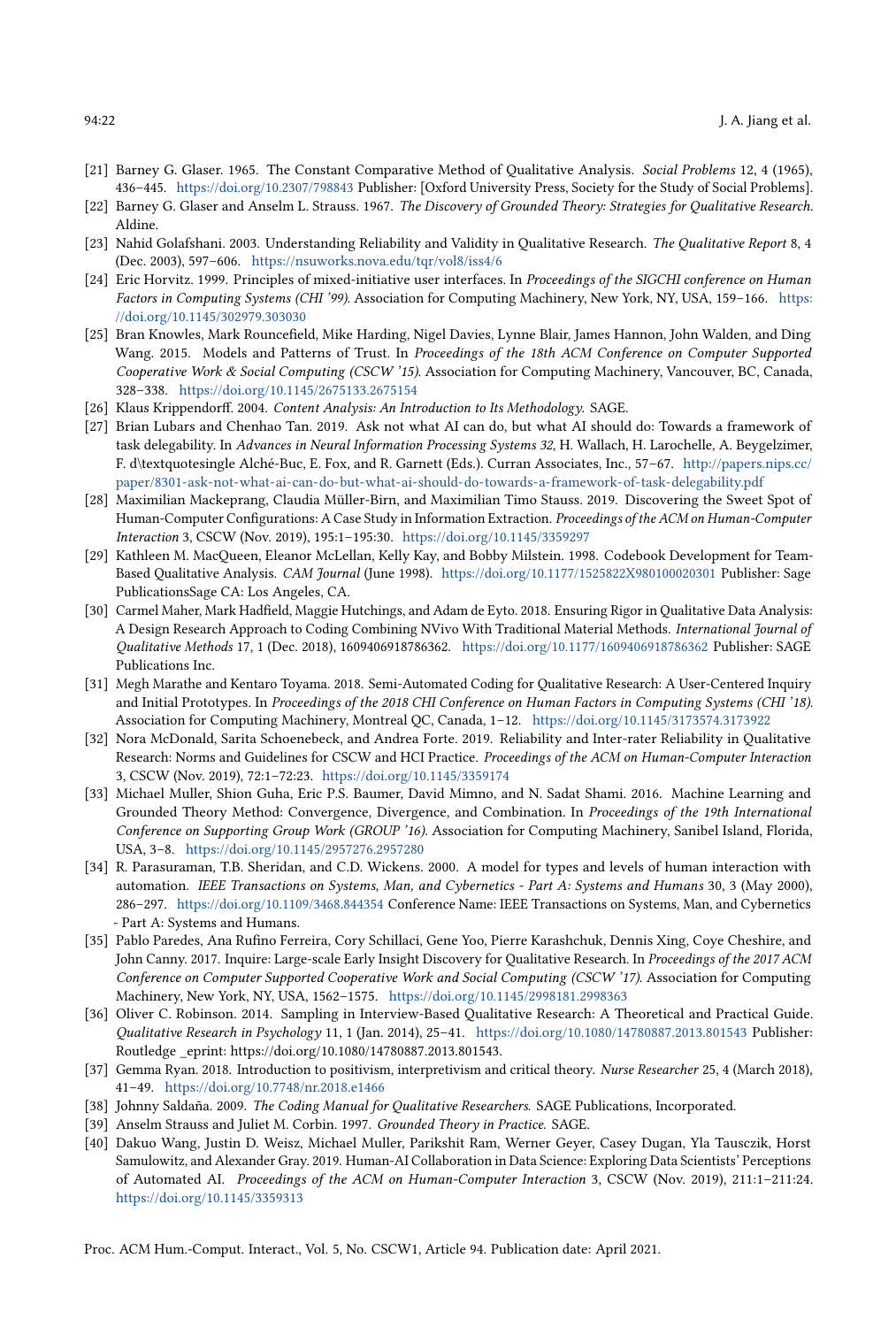[21] Barney G. Glaser. 1965. The Constant Comparative Method of Qualitative Analysis. *Social Problems* 12, 4 (1965), 436–445. https://doi.org/10.2307/798843 Publisher: [Oxford University Press, Society for the Study of Social Problems].

[22] Barney G. Glaser and Anselm L. Strauss. 1967. *The Discovery of Grounded Theory: Strategies for Qualitative Research.* Aldine.

[23] Nahid Golafshani. 2003. Understanding Reliability and Validity in Qualitative Research. *The Qualitative Report* 8, 4 (Dec. 2003), 597–606. https://nsuworks.nova.edu/tqr/vol8/iss4/6

[24] Eric Horvitz. 1999. Principles of mixed-initiative user interfaces. In *Proceedings of the SIGCHI conference on Human Factors in Computing Systems (CHI '99)*. Association for Computing Machinery, New York, NY, USA, 159–166. https://doi.org/10.1145/302979.303030

[25] Bran Knowles, Mark Rouncefield, Mike Harding, Nigel Davies, Lynne Blair, James Hannon, John Walden, and Ding Wang. 2015. Models and Patterns of Trust. In *Proceedings of the 18th ACM Conference on Computer Supported Cooperative Work & Social Computing (CSCW '15)*. Association for Computing Machinery, Vancouver, BC, Canada, 328–338. https://doi.org/10.1145/2675133.2675154

[26] Klaus Krippendorff. 2004. *Content Analysis: An Introduction to Its Methodology.* SAGE.

[27] Brian Lubars and Chenhao Tan. 2019. Ask not what AI can do, but what AI should do: Towards a framework of task delegability. In *Advances in Neural Information Processing Systems 32*, H. Wallach, H. Larochelle, A. Beygelzimer, F. d\textquotesingle Alché-Buc, E. Fox, and R. Garnett (Eds.). Curran Associates, Inc., 57–67. http://papers.nips.cc/paper/8301-ask-not-what-ai-can-do-but-what-ai-should-do-towards-a-framework-of-task-delegability.pdf

[28] Maximilian Mackeprang, Claudia Müller-Birn, and Maximilian Timo Stauss. 2019. Discovering the Sweet Spot of Human-Computer Configurations: A Case Study in Information Extraction. *Proceedings of the ACM on Human-Computer Interaction* 3, CSCW (Nov. 2019), 195:1–195:30. https://doi.org/10.1145/3359297

[29] Kathleen M. MacQueen, Eleanor McLellan, Kelly Kay, and Bobby Milstein. 1998. Codebook Development for Team-Based Qualitative Analysis. *CAM Journal* (June 1998). https://doi.org/10.1177/1525822X980100020301 Publisher: Sage PublicationsSage CA: Los Angeles, CA.

[30] Carmel Maher, Mark Hadfield, Maggie Hutchings, and Adam de Eyto. 2018. Ensuring Rigor in Qualitative Data Analysis: A Design Research Approach to Coding Combining NVivo With Traditional Material Methods. *International Journal of Qualitative Methods* 17, 1 (Dec. 2018), 1609406918786362. https://doi.org/10.1177/1609406918786362 Publisher: SAGE Publications Inc.

[31] Megh Marathe and Kentaro Toyama. 2018. Semi-Automated Coding for Qualitative Research: A User-Centered Inquiry and Initial Prototypes. In *Proceedings of the 2018 CHI Conference on Human Factors in Computing Systems (CHI '18)*. Association for Computing Machinery, Montreal QC, Canada, 1–12. https://doi.org/10.1145/3173574.3173922

[32] Nora McDonald, Sarita Schoenebeck, and Andrea Forte. 2019. Reliability and Inter-rater Reliability in Qualitative Research: Norms and Guidelines for CSCW and HCI Practice. *Proceedings of the ACM on Human-Computer Interaction* 3, CSCW (Nov. 2019), 72:1–72:23. https://doi.org/10.1145/3359174

[33] Michael Muller, Shion Guha, Eric P.S. Baumer, David Mimno, and N. Sadat Shami. 2016. Machine Learning and Grounded Theory Method: Convergence, Divergence, and Combination. In *Proceedings of the 19th International Conference on Supporting Group Work (GROUP '16)*. Association for Computing Machinery, Sanibel Island, Florida, USA, 3–8. https://doi.org/10.1145/2957276.2957280

[34] R. Parasuraman, T.B. Sheridan, and C.D. Wickens. 2000. A model for types and levels of human interaction with automation. *IEEE Transactions on Systems, Man, and Cybernetics - Part A: Systems and Humans* 30, 3 (May 2000), 286–297. https://doi.org/10.1109/3468.844354 Conference Name: IEEE Transactions on Systems, Man, and Cybernetics - Part A: Systems and Humans.

[35] Pablo Paredes, Ana Rufino Ferreira, Cory Schillaci, Gene Yoo, Pierre Karashchuk, Dennis Xing, Coye Cheshire, and John Canny. 2017. Inquire: Large-scale Early Insight Discovery for Qualitative Research. In *Proceedings of the 2017 ACM Conference on Computer Supported Cooperative Work and Social Computing (CSCW '17)*. Association for Computing Machinery, New York, NY, USA, 1562–1575. https://doi.org/10.1145/2998181.2998363

[36] Oliver C. Robinson. 2014. Sampling in Interview-Based Qualitative Research: A Theoretical and Practical Guide. *Qualitative Research in Psychology* 11, 1 (Jan. 2014), 25–41. https://doi.org/10.1080/14780887.2013.801543 Publisher: Routledge _eprint: https://doi.org/10.1080/14780887.2013.801543.

[37] Gemma Ryan. 2018. Introduction to positivism, interpretivism and critical theory. *Nurse Researcher* 25, 4 (March 2018), 41–49. https://doi.org/10.7748/nr.2018.e1466

[38] Johnny Saldaña. 2009. *The Coding Manual for Qualitative Researchers.* SAGE Publications, Incorporated.

[39] Anselm Strauss and Juliet M. Corbin. 1997. *Grounded Theory in Practice.* SAGE.

[40] Dakuo Wang, Justin D. Weisz, Michael Muller, Parikshit Ram, Werner Geyer, Casey Dugan, Yla Tausczik, Horst Samulowitz, and Alexander Gray. 2019. Human-AI Collaboration in Data Science: Exploring Data Scientists' Perceptions of Automated AI. *Proceedings of the ACM on Human-Computer Interaction* 3, CSCW (Nov. 2019), 211:1–211:24. https://doi.org/10.1145/3359313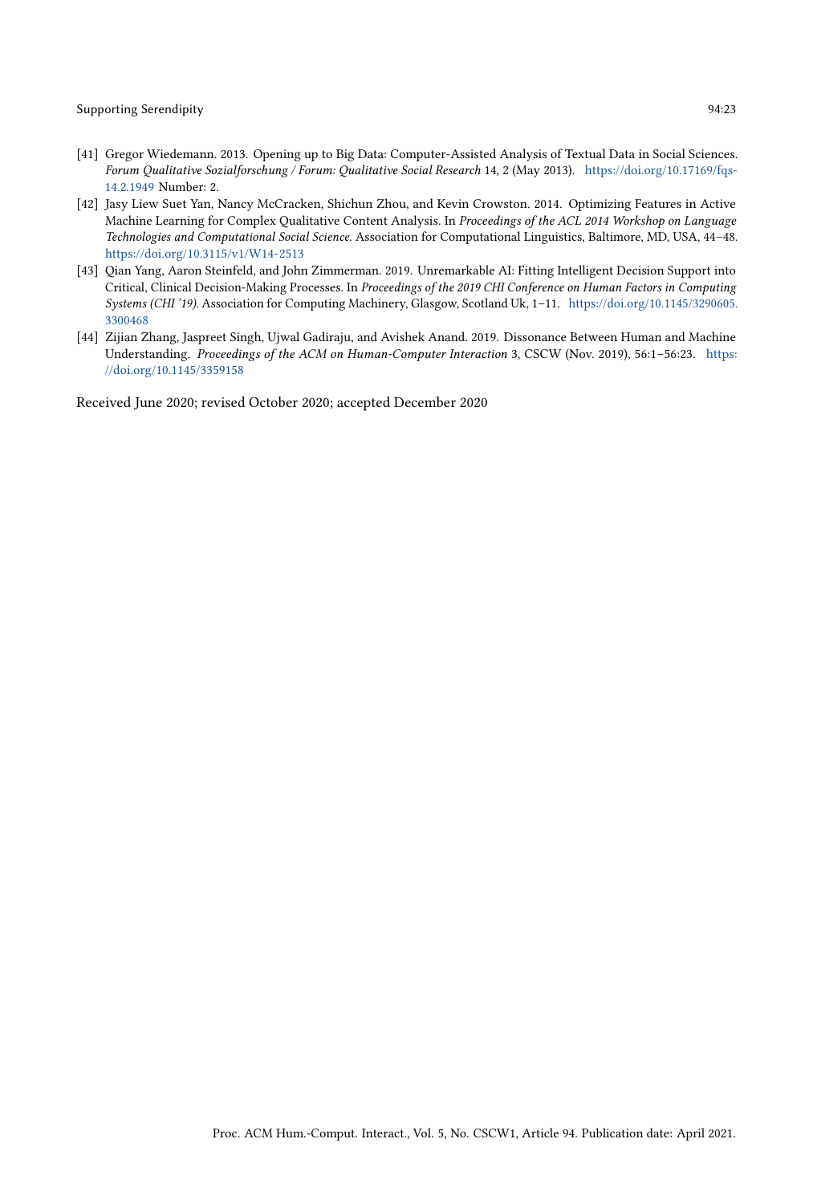[41] Gregor Wiedemann. 2013. Opening up to Big Data: Computer-Assisted Analysis of Textual Data in Social Sciences. *Forum Qualitative Sozialforschung / Forum: Qualitative Social Research* 14, 2 (May 2013). https://doi.org/10.17169/fqs-14.2.1949 Number: 2.

[42] Jasy Liew Suet Yan, Nancy McCracken, Shichun Zhou, and Kevin Crowston. 2014. Optimizing Features in Active Machine Learning for Complex Qualitative Content Analysis. In *Proceedings of the ACL 2014 Workshop on Language Technologies and Computational Social Science*. Association for Computational Linguistics, Baltimore, MD, USA, 44–48. https://doi.org/10.3115/v1/W14-2513

[43] Qian Yang, Aaron Steinfeld, and John Zimmerman. 2019. Unremarkable AI: Fitting Intelligent Decision Support into Critical, Clinical Decision-Making Processes. In *Proceedings of the 2019 CHI Conference on Human Factors in Computing Systems (CHI '19)*. Association for Computing Machinery, Glasgow, Scotland Uk, 1–11. https://doi.org/10.1145/3290605.3300468

[44] Zijian Zhang, Jaspreet Singh, Ujwal Gadiraju, and Avishek Anand. 2019. Dissonance Between Human and Machine Understanding. *Proceedings of the ACM on Human-Computer Interaction* 3, CSCW (Nov. 2019), 56:1–56:23. https://doi.org/10.1145/3359158

Received June 2020; revised October 2020; accepted December 2020